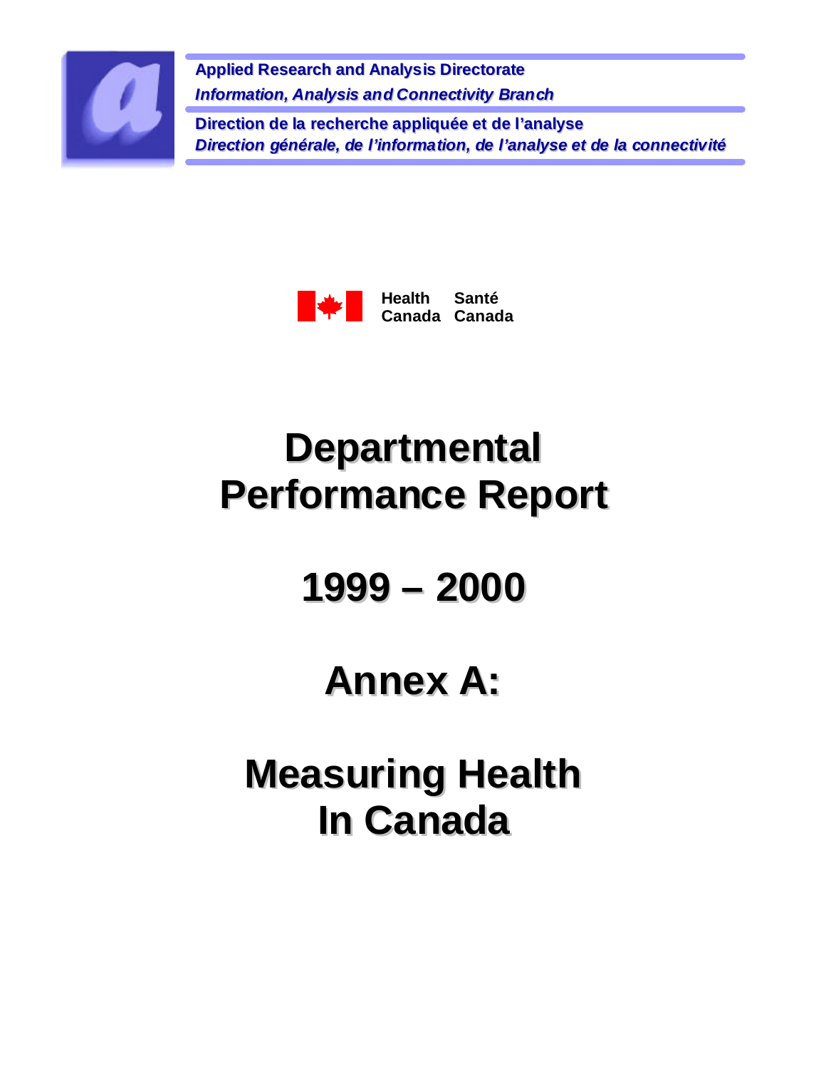**Applied Research and Analysis Directorate**

***Information, Analysis and Connectivity Branch***

**Direction de la recherche appliquée et de l'analyse**

***Direction générale, de l'information, de l'analyse et de la connectivité***

**Health Canada Santé Canada**

# Departmental Performance Report

# 1999 – 2000

# Annex A:

# Measuring Health In Canada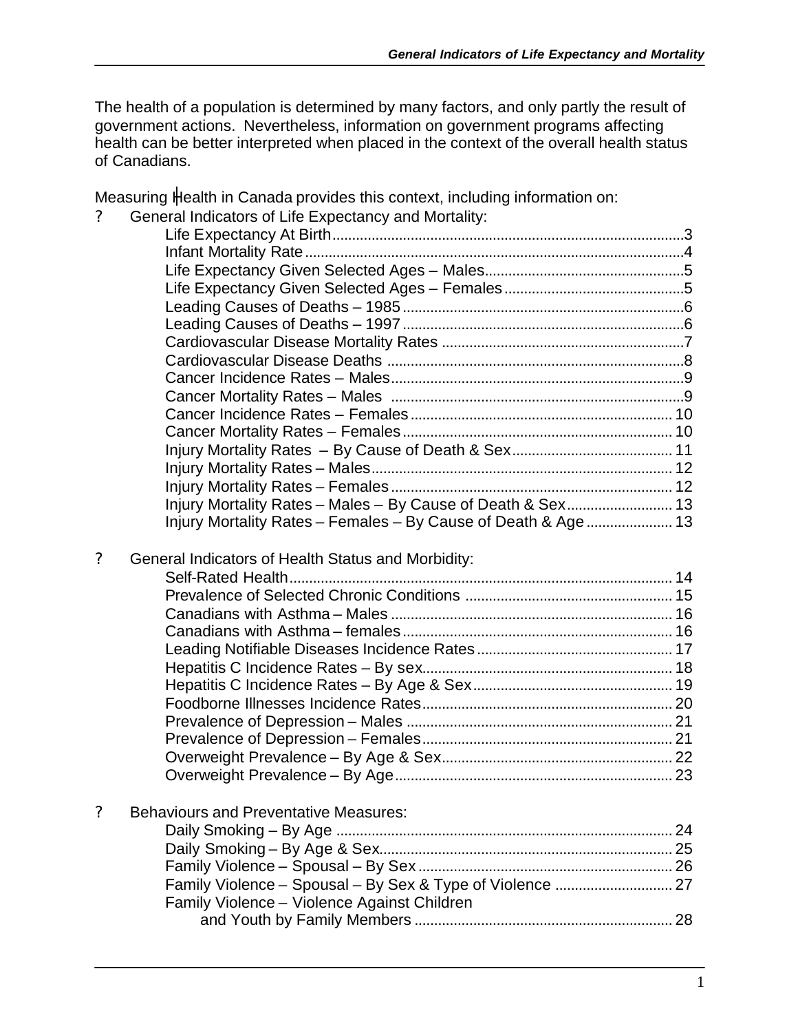The health of a population is determined by many factors, and only partly the result of government actions. Nevertheless, information on government programs affecting health can be better interpreted when placed in the context of the overall health status of Canadians.

Measuring Health in Canada provides this context, including information on:

? General Indicators of Life Expectancy and Mortality:

| | |
|---|---|
| Life Expectancy At Birth | 3 |
| Infant Mortality Rate | 4 |
| Life Expectancy Given Selected Ages – Males | 5 |
| Life Expectancy Given Selected Ages – Females | 5 |
| Leading Causes of Deaths – 1985 | 6 |
| Leading Causes of Deaths – 1997 | 6 |
| Cardiovascular Disease Mortality Rates | 7 |
| Cardiovascular Disease Deaths | 8 |
| Cancer Incidence Rates – Males | 9 |
| Cancer Mortality Rates – Males | 9 |
| Cancer Incidence Rates – Females | 10 |
| Cancer Mortality Rates – Females | 10 |
| Injury Mortality Rates – By Cause of Death & Sex | 11 |
| Injury Mortality Rates – Males | 12 |
| Injury Mortality Rates – Females | 12 |
| Injury Mortality Rates – Males – By Cause of Death & Sex | 13 |
| Injury Mortality Rates – Females – By Cause of Death & Age | 13 |

? General Indicators of Health Status and Morbidity:

| | |
|---|---|
| Self-Rated Health | 14 |
| Prevalence of Selected Chronic Conditions | 15 |
| Canadians with Asthma – Males | 16 |
| Canadians with Asthma – females | 16 |
| Leading Notifiable Diseases Incidence Rates | 17 |
| Hepatitis C Incidence Rates – By sex | 18 |
| Hepatitis C Incidence Rates – By Age & Sex | 19 |
| Foodborne Illnesses Incidence Rates | 20 |
| Prevalence of Depression – Males | 21 |
| Prevalence of Depression – Females | 21 |
| Overweight Prevalence – By Age & Sex | 22 |
| Overweight Prevalence – By Age | 23 |

? Behaviours and Preventative Measures:

| | |
|---|---|
| Daily Smoking – By Age | 24 |
| Daily Smoking – By Age & Sex | 25 |
| Family Violence – Spousal – By Sex | 26 |
| Family Violence – Spousal – By Sex & Type of Violence | 27 |
| Family Violence – Violence Against Children and Youth by Family Members | 28 |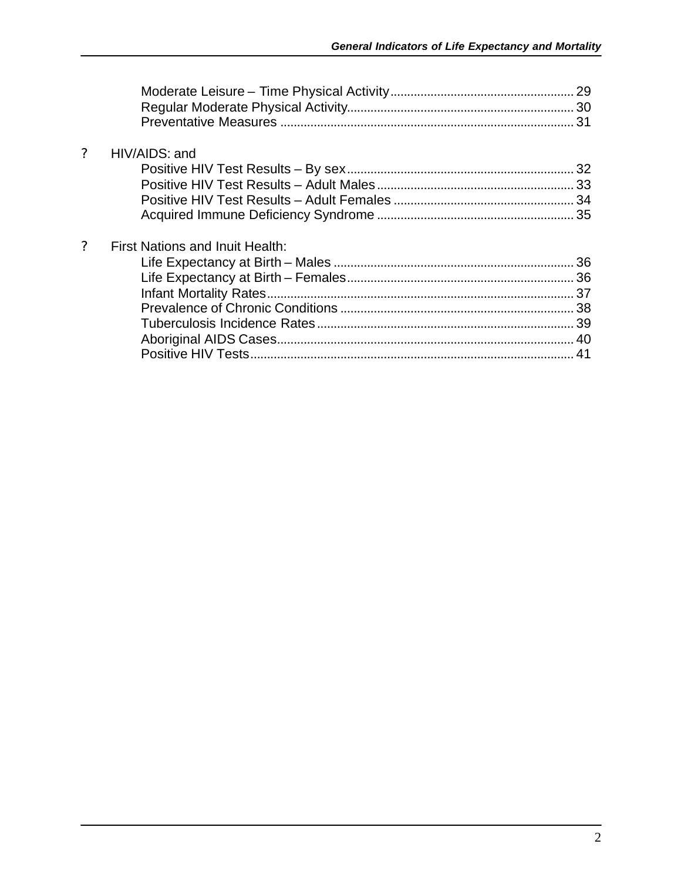Moderate Leisure – Time Physical Activity ...................................................... 29
Regular Moderate Physical Activity................................................................... 30
Preventative Measures ....................................................................................... 31

? HIV/AIDS: and

Positive HIV Test Results – By sex.................................................................... 32
Positive HIV Test Results – Adult Males........................................................... 33
Positive HIV Test Results – Adult Females ...................................................... 34
Acquired Immune Deficiency Syndrome ........................................................... 35

? First Nations and Inuit Health:

Life Expectancy at Birth – Males ....................................................................... 36
Life Expectancy at Birth – Females.................................................................... 36
Infant Mortality Rates........................................................................................... 37
Prevalence of Chronic Conditions ..................................................................... 38
Tuberculosis Incidence Rates ............................................................................ 39
Aboriginal AIDS Cases........................................................................................ 40
Positive HIV Tests................................................................................................ 41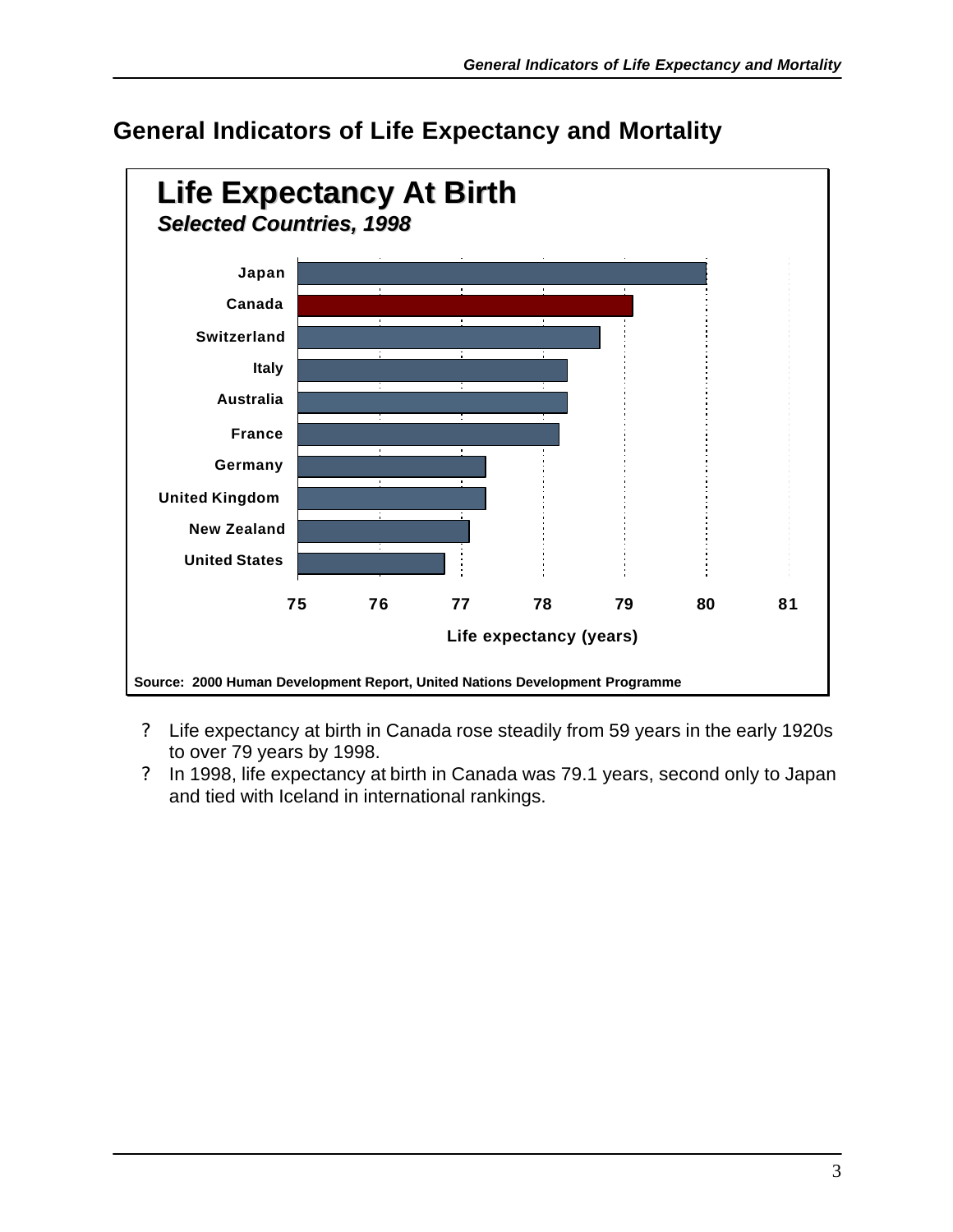## General Indicators of Life Expectancy and Mortality

**Life Expectancy At Birth**
*Selected Countries, 1998*

| Country | Life expectancy (years) |
|---|---|
| Japan | 80.0 |
| Canada | 79.1 |
| Switzerland | 78.7 |
| Italy | 78.3 |
| Australia | 78.3 |
| France | 78.2 |
| Germany | 77.3 |
| United Kingdom | 77.3 |
| New Zealand | 77.1 |
| United States | 76.8 |

Source: 2000 Human Development Report, United Nations Development Programme

- Life expectancy at birth in Canada rose steadily from 59 years in the early 1920s to over 79 years by 1998.
- In 1998, life expectancy at birth in Canada was 79.1 years, second only to Japan and tied with Iceland in international rankings.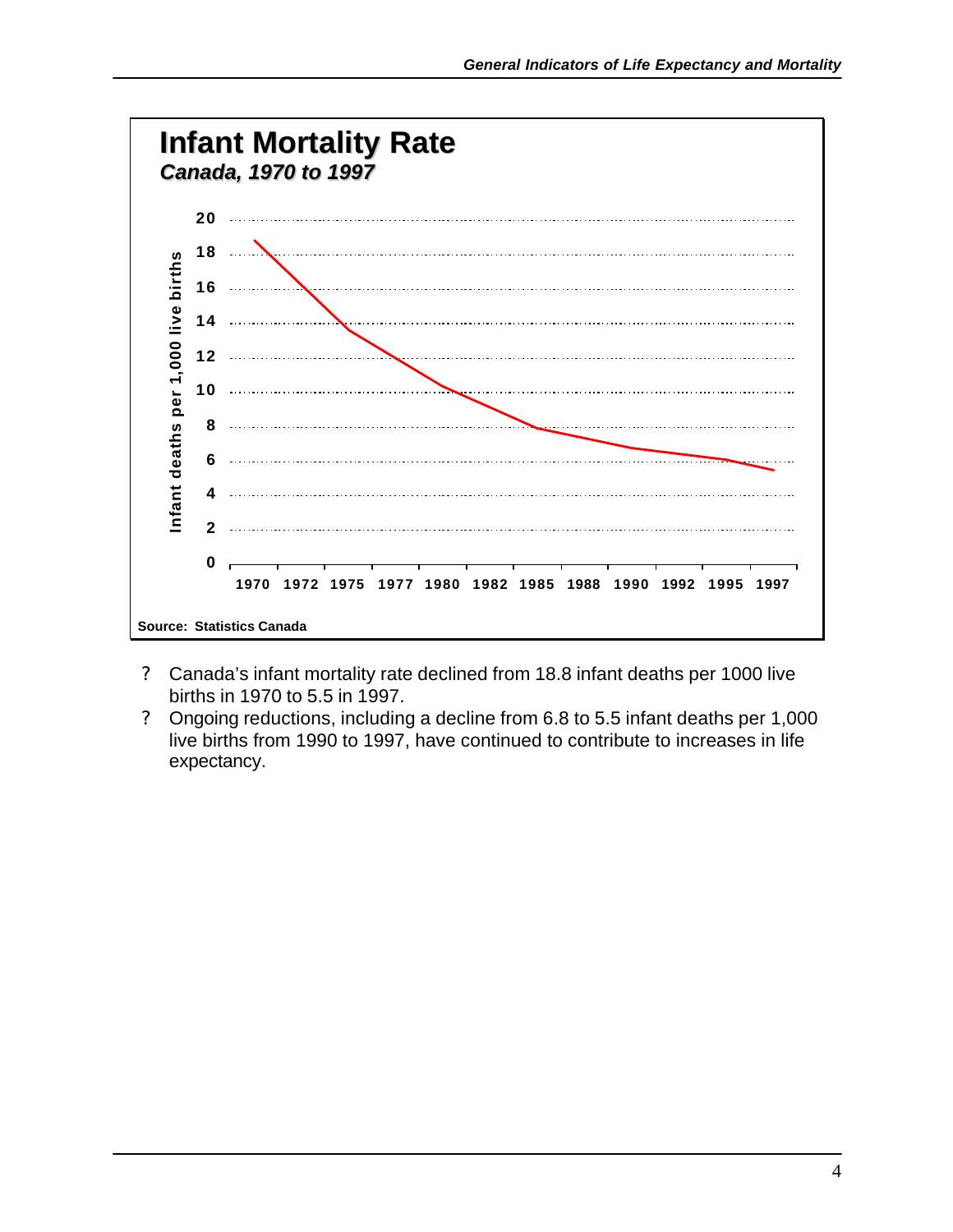## Infant Mortality Rate

*Canada, 1970 to 1997*

Source: Statistics Canada

- Canada's infant mortality rate declined from 18.8 infant deaths per 1000 live births in 1970 to 5.5 in 1997.
- Ongoing reductions, including a decline from 6.8 to 5.5 infant deaths per 1,000 live births from 1990 to 1997, have continued to contribute to increases in life expectancy.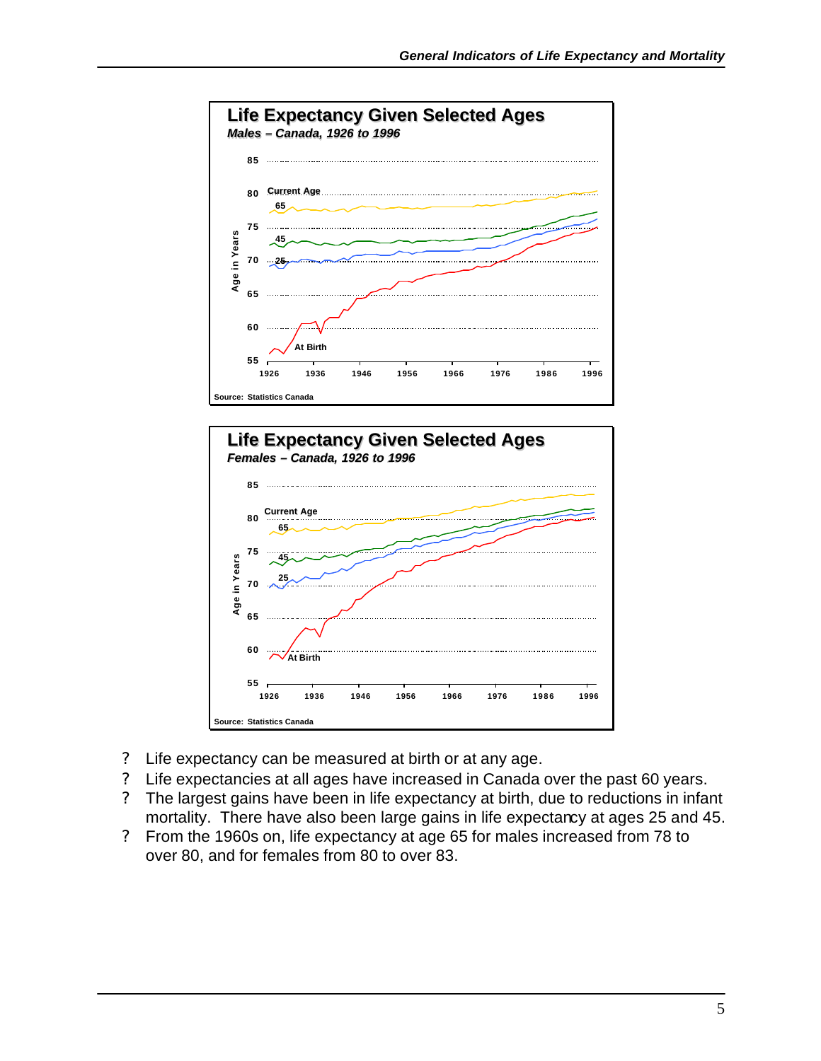## Life Expectancy Given Selected Ages

*Males – Canada, 1926 to 1996*

Source: Statistics Canada

## Life Expectancy Given Selected Ages

*Females – Canada, 1926 to 1996*

Source: Statistics Canada

- Life expectancy can be measured at birth or at any age.
- Life expectancies at all ages have increased in Canada over the past 60 years.
- The largest gains have been in life expectancy at birth, due to reductions in infant mortality. There have also been large gains in life expectancy at ages 25 and 45.
- From the 1960s on, life expectancy at age 65 for males increased from 78 to over 80, and for females from 80 to over 83.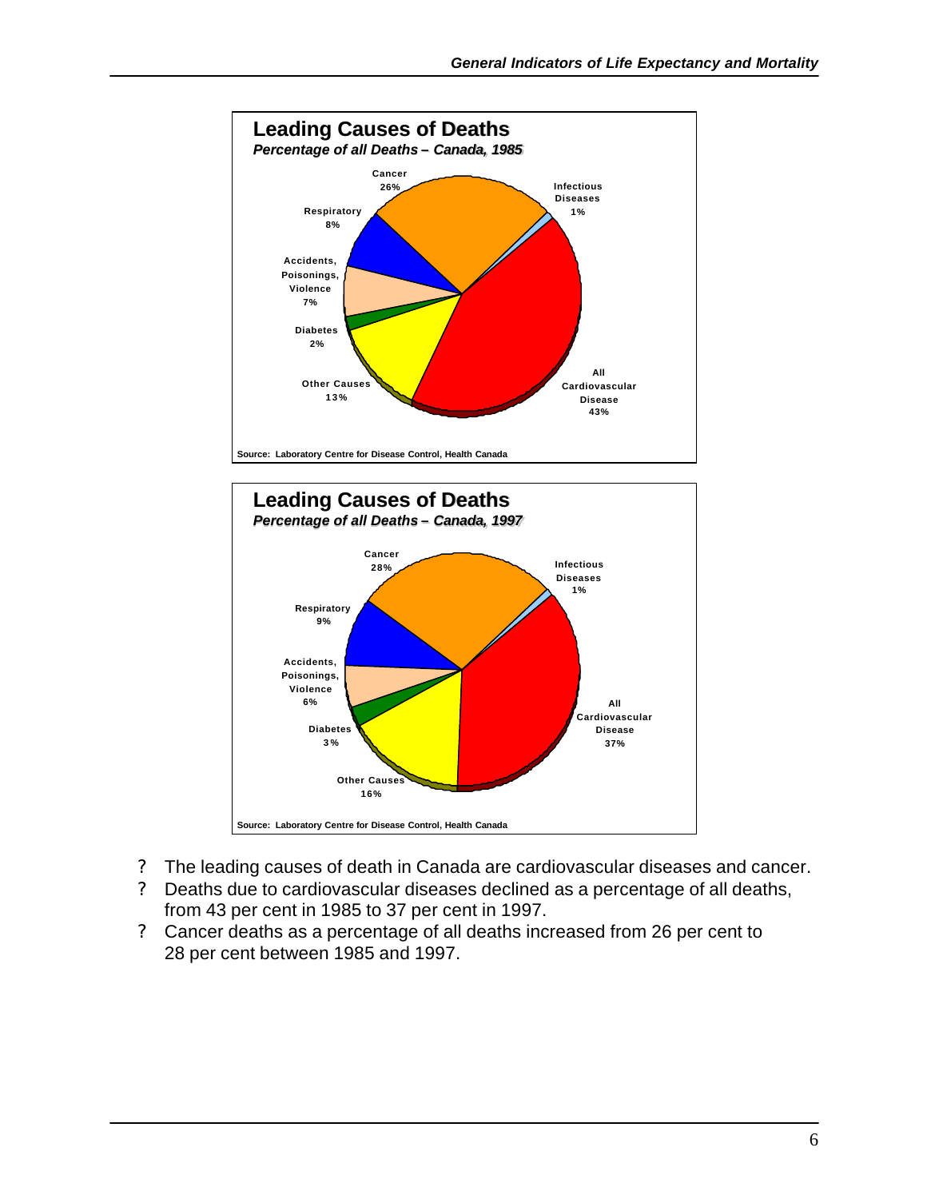## Leading Causes of Deaths

*Percentage of all Deaths – Canada, 1985*

| Cause | Percentage |
|---|---|
| Cancer | 26% |
| Infectious Diseases | 1% |
| All Cardiovascular Disease | 43% |
| Other Causes | 13% |
| Diabetes | 2% |
| Accidents, Poisonings, Violence | 7% |
| Respiratory | 8% |

Source: Laboratory Centre for Disease Control, Health Canada

## Leading Causes of Deaths

*Percentage of all Deaths – Canada, 1997*

| Cause | Percentage |
|---|---|
| Cancer | 28% |
| Infectious Diseases | 1% |
| All Cardiovascular Disease | 37% |
| Other Causes | 16% |
| Diabetes | 3% |
| Accidents, Poisonings, Violence | 6% |
| Respiratory | 9% |

Source: Laboratory Centre for Disease Control, Health Canada

- The leading causes of death in Canada are cardiovascular diseases and cancer.
- Deaths due to cardiovascular diseases declined as a percentage of all deaths, from 43 per cent in 1985 to 37 per cent in 1997.
- Cancer deaths as a percentage of all deaths increased from 26 per cent to 28 per cent between 1985 and 1997.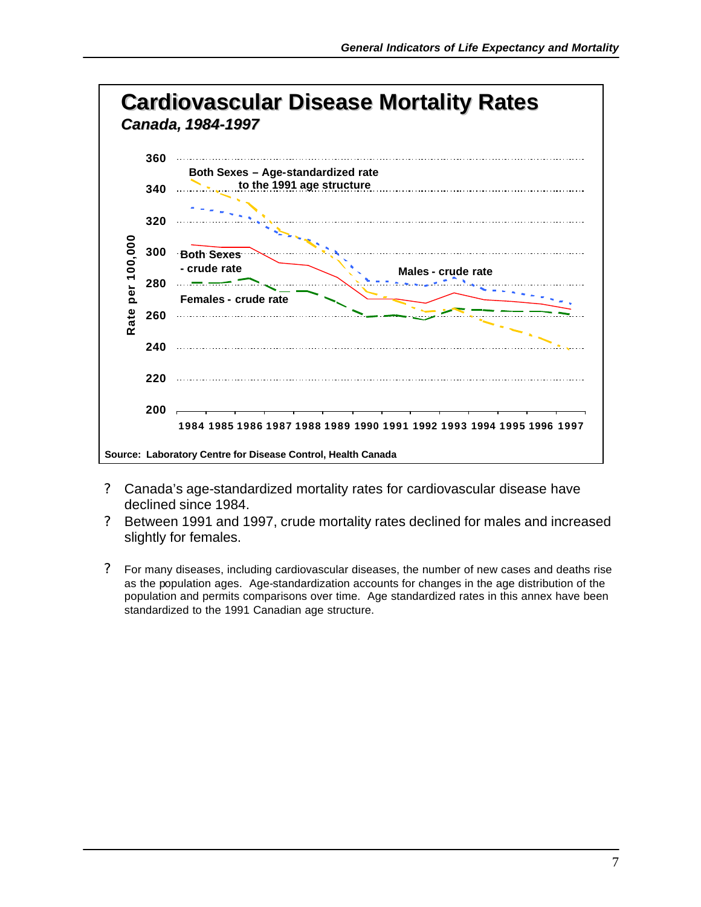## Cardiovascular Disease Mortality Rates

*Canada, 1984-1997*

Rate per 100,000

360
340
320
300
280
260
240
220
200

Both Sexes – Age-standardized rate to the 1991 age structure

Both Sexes - crude rate

Males - crude rate

Females - crude rate

1984 1985 1986 1987 1988 1989 1990 1991 1992 1993 1994 1995 1996 1997

Source: Laboratory Centre for Disease Control, Health Canada

- Canada's age-standardized mortality rates for cardiovascular disease have declined since 1984.
- Between 1991 and 1997, crude mortality rates declined for males and increased slightly for females.

- For many diseases, including cardiovascular diseases, the number of new cases and deaths rise as the population ages. Age-standardization accounts for changes in the age distribution of the population and permits comparisons over time. Age standardized rates in this annex have been standardized to the 1991 Canadian age structure.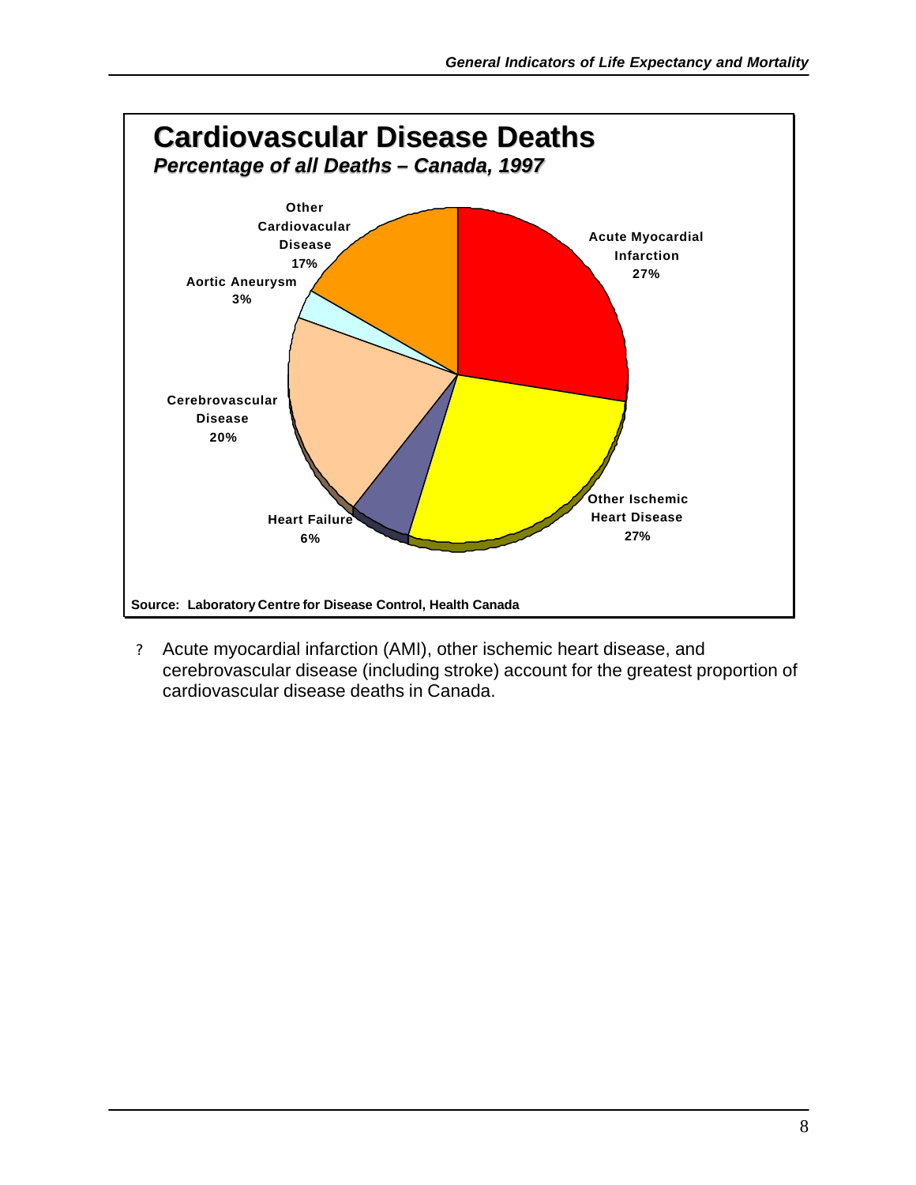## Cardiovascular Disease Deaths

***Percentage of all Deaths – Canada, 1997***

| Category | Percentage |
| --- | --- |
| Acute Myocardial Infarction | 27% |
| Other Ischemic Heart Disease | 27% |
| Heart Failure | 6% |
| Cerebrovascular Disease | 20% |
| Aortic Aneurysm | 3% |
| Other Cardiovacular Disease | 17% |

**Source: Laboratory Centre for Disease Control, Health Canada**

- Acute myocardial infarction (AMI), other ischemic heart disease, and cerebrovascular disease (including stroke) account for the greatest proportion of cardiovascular disease deaths in Canada.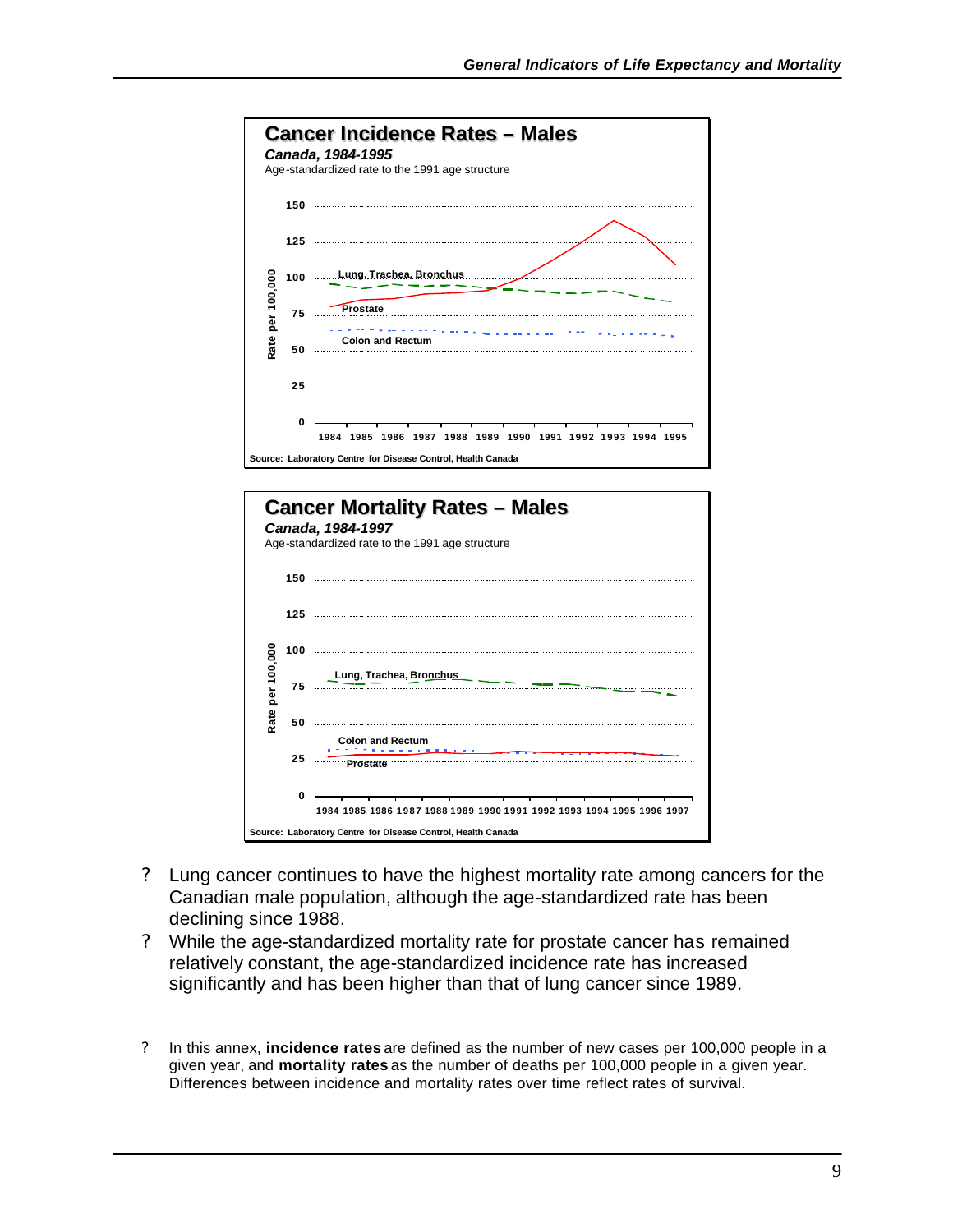**Cancer Incidence Rates – Males**

*Canada, 1984-1995*

Age-standardized rate to the 1991 age structure

Source: Laboratory Centre for Disease Control, Health Canada

**Cancer Mortality Rates – Males**

*Canada, 1984-1997*

Age-standardized rate to the 1991 age structure

Source: Laboratory Centre for Disease Control, Health Canada

- Lung cancer continues to have the highest mortality rate among cancers for the Canadian male population, although the age-standardized rate has been declining since 1988.
- While the age-standardized mortality rate for prostate cancer has remained relatively constant, the age-standardized incidence rate has increased significantly and has been higher than that of lung cancer since 1989.

- In this annex, **incidence rates** are defined as the number of new cases per 100,000 people in a given year, and **mortality rates** as the number of deaths per 100,000 people in a given year. Differences between incidence and mortality rates over time reflect rates of survival.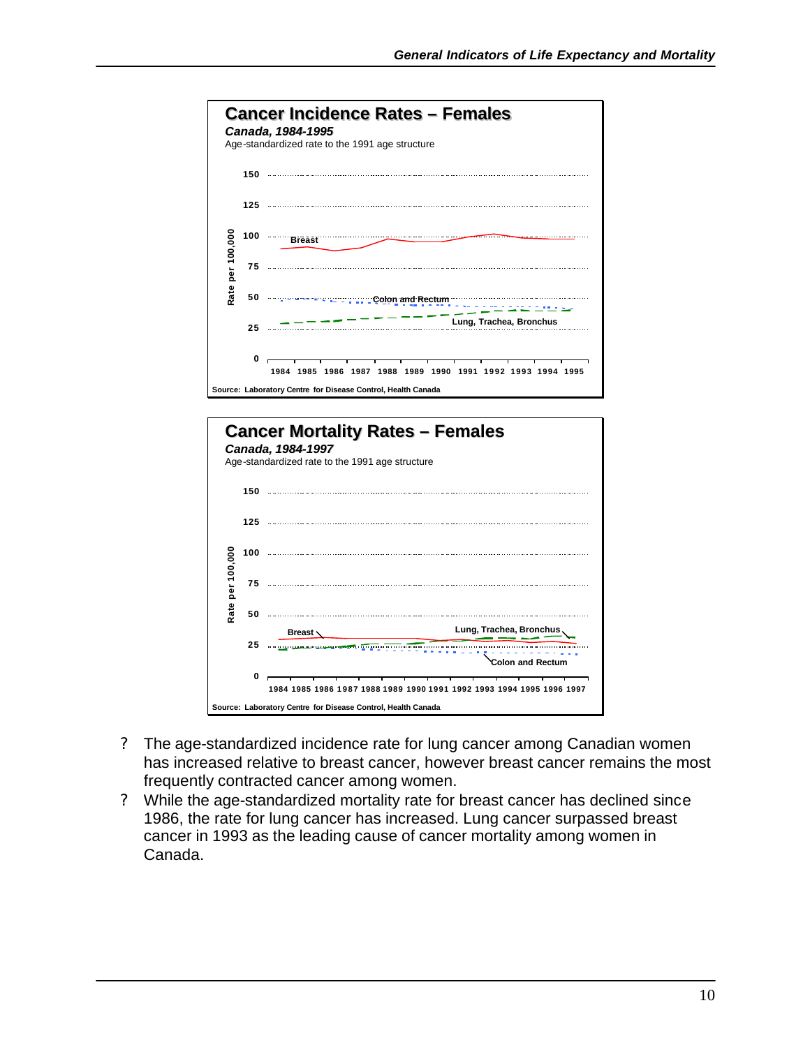**Cancer Incidence Rates – Females**

*Canada, 1984-1995*

Age-standardized rate to the 1991 age structure

Source: Laboratory Centre for Disease Control, Health Canada

**Cancer Mortality Rates – Females**

*Canada, 1984-1997*

Age-standardized rate to the 1991 age structure

Source: Laboratory Centre for Disease Control, Health Canada

- The age-standardized incidence rate for lung cancer among Canadian women has increased relative to breast cancer, however breast cancer remains the most frequently contracted cancer among women.
- While the age-standardized mortality rate for breast cancer has declined since 1986, the rate for lung cancer has increased. Lung cancer surpassed breast cancer in 1993 as the leading cause of cancer mortality among women in Canada.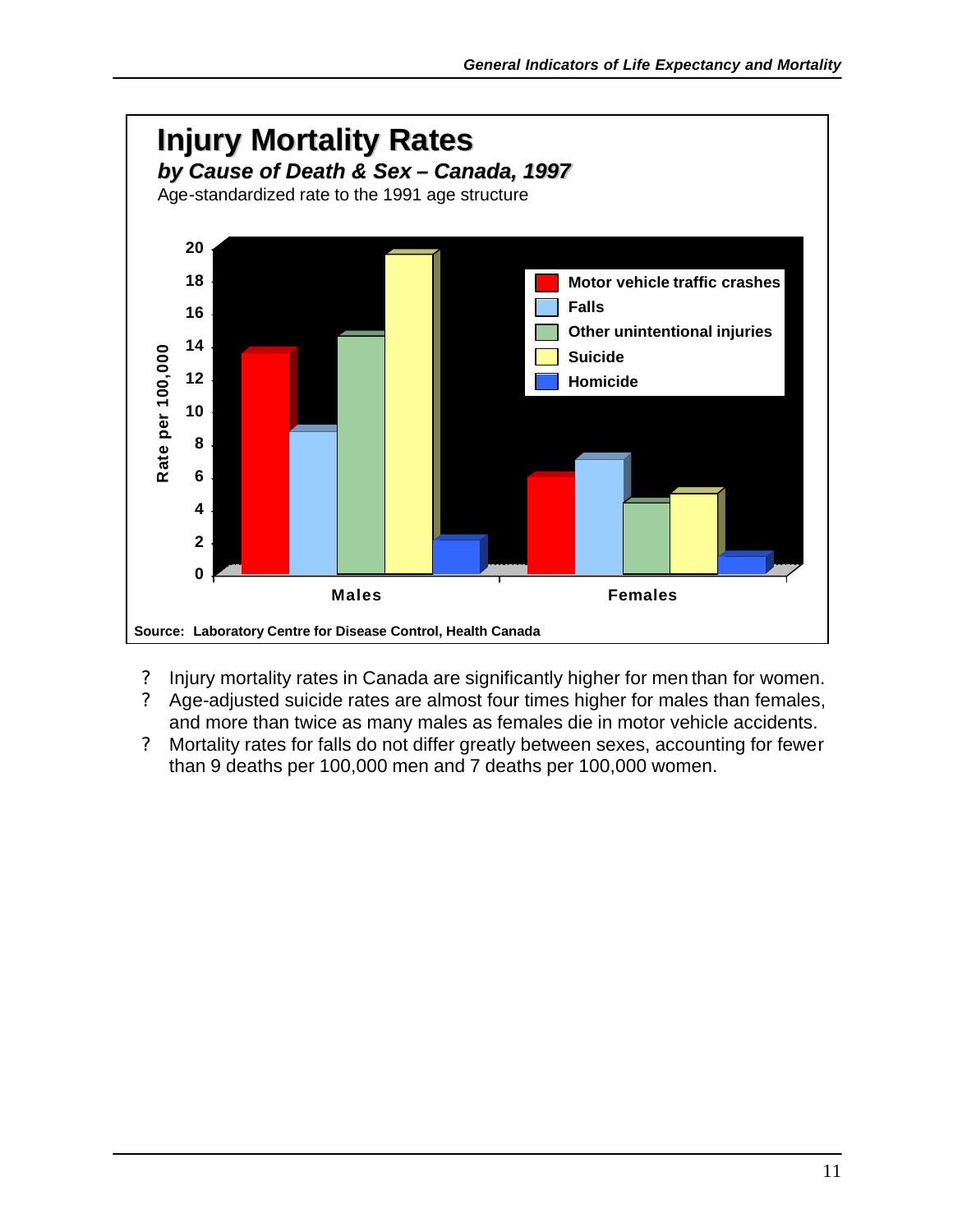## Injury Mortality Rates

***by Cause of Death & Sex – Canada, 1997***

Age-standardized rate to the 1991 age structure

Rate per 100,000

| | Males | Females |
|---|---|---|
| Motor vehicle traffic crashes | | |
| Falls | | |
| Other unintentional injuries | | |
| Suicide | | |
| Homicide | | |

**Source: Laboratory Centre for Disease Control, Health Canada**

- Injury mortality rates in Canada are significantly higher for men than for women.
- Age-adjusted suicide rates are almost four times higher for males than females, and more than twice as many males as females die in motor vehicle accidents.
- Mortality rates for falls do not differ greatly between sexes, accounting for fewer than 9 deaths per 100,000 men and 7 deaths per 100,000 women.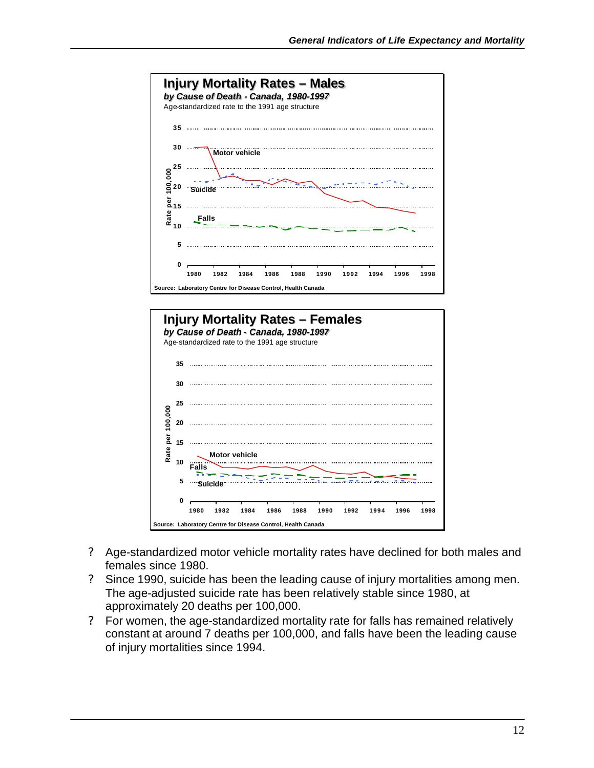**Injury Mortality Rates – Males**

*by Cause of Death - Canada, 1980-1997*

Age-standardized rate to the 1991 age structure

Source: Laboratory Centre for Disease Control, Health Canada

**Injury Mortality Rates – Females**

*by Cause of Death - Canada, 1980-1997*

Age-standardized rate to the 1991 age structure

Source: Laboratory Centre for Disease Control, Health Canada

- Age-standardized motor vehicle mortality rates have declined for both males and females since 1980.
- Since 1990, suicide has been the leading cause of injury mortalities among men. The age-adjusted suicide rate has been relatively stable since 1980, at approximately 20 deaths per 100,000.
- For women, the age-standardized mortality rate for falls has remained relatively constant at around 7 deaths per 100,000, and falls have been the leading cause of injury mortalities since 1994.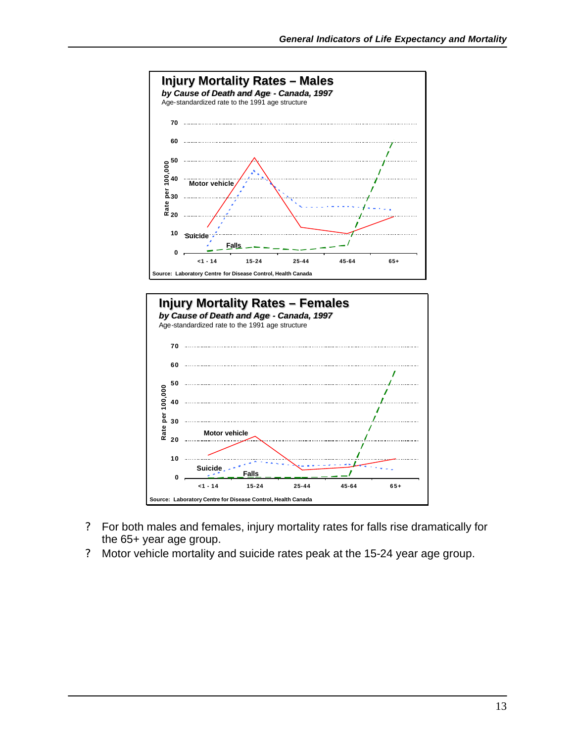**Injury Mortality Rates – Males**

*by Cause of Death and Age - Canada, 1997*

Age-standardized rate to the 1991 age structure

Source: Laboratory Centre for Disease Control, Health Canada

**Injury Mortality Rates – Females**

*by Cause of Death and Age - Canada, 1997*

Age-standardized rate to the 1991 age structure

Source: Laboratory Centre for Disease Control, Health Canada

- For both males and females, injury mortality rates for falls rise dramatically for the 65+ year age group.
- Motor vehicle mortality and suicide rates peak at the 15-24 year age group.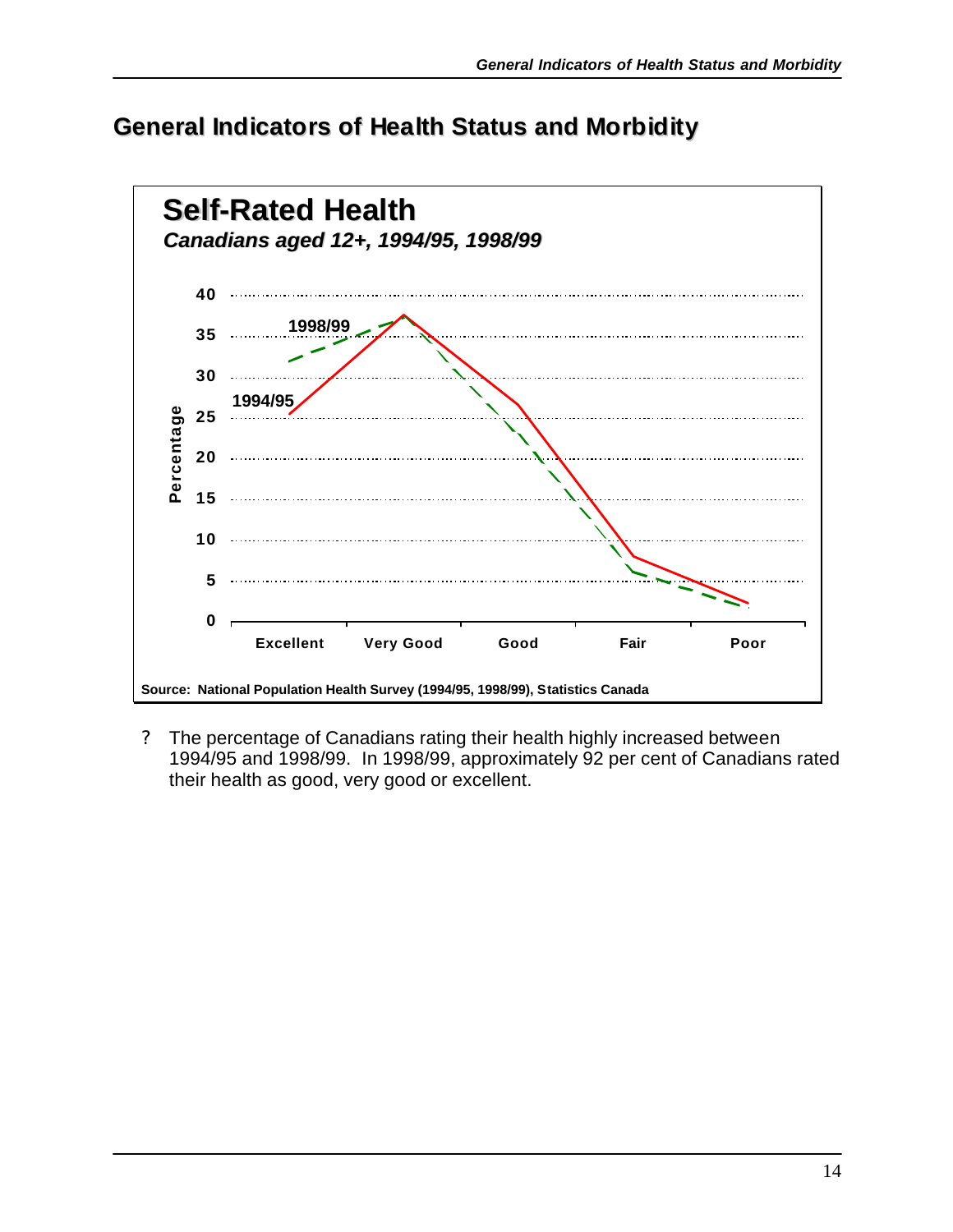# General Indicators of Health Status and Morbidity

**Self-Rated Health**

***Canadians aged 12+, 1994/95, 1998/99***

Source: National Population Health Survey (1994/95, 1998/99), Statistics Canada

- The percentage of Canadians rating their health highly increased between 1994/95 and 1998/99. In 1998/99, approximately 92 per cent of Canadians rated their health as good, very good or excellent.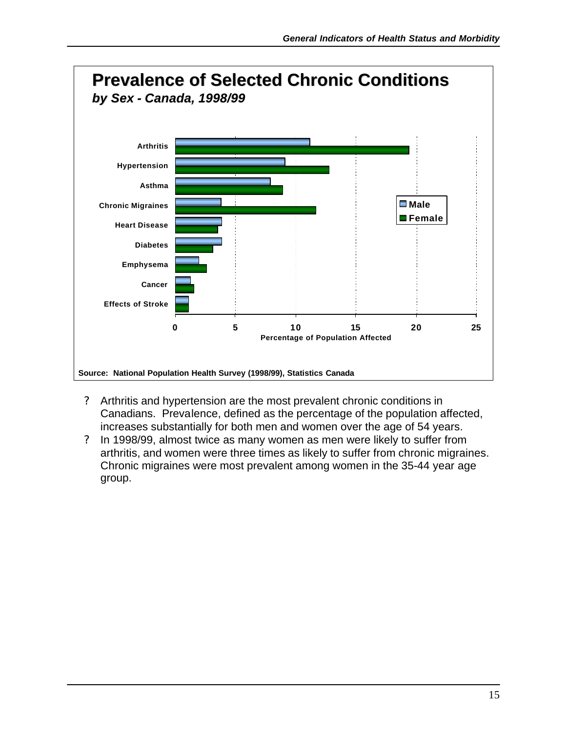## Prevalence of Selected Chronic Conditions

*by Sex - Canada, 1998/99*

Source: National Population Health Survey (1998/99), Statistics Canada

- Arthritis and hypertension are the most prevalent chronic conditions in Canadians. Prevalence, defined as the percentage of the population affected, increases substantially for both men and women over the age of 54 years.
- In 1998/99, almost twice as many women as men were likely to suffer from arthritis, and women were three times as likely to suffer from chronic migraines. Chronic migraines were most prevalent among women in the 35-44 year age group.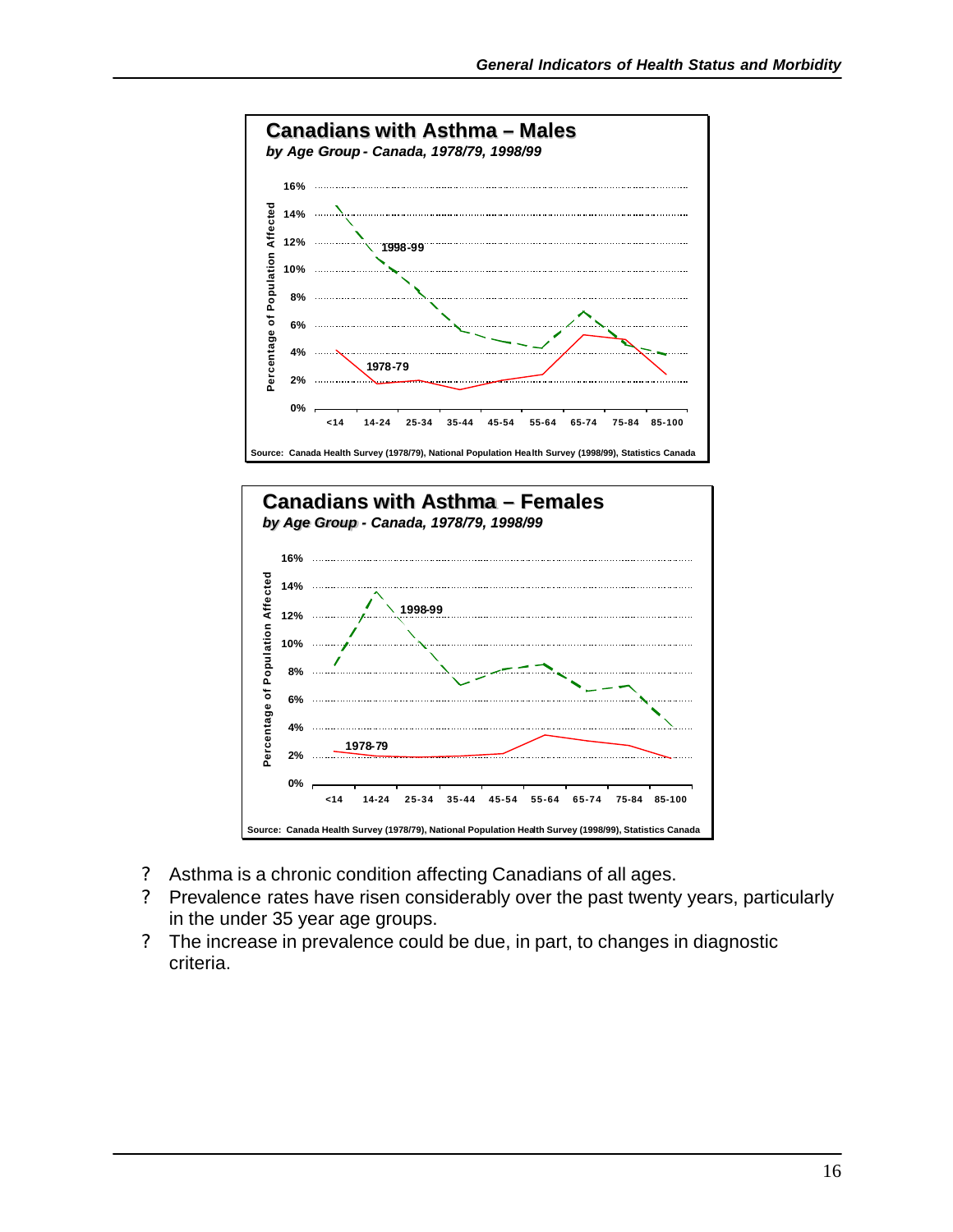**Canadians with Asthma – Males**

*by Age Group - Canada, 1978/79, 1998/99*

Source: Canada Health Survey (1978/79), National Population Health Survey (1998/99), Statistics Canada

**Canadians with Asthma – Females**

*by Age Group - Canada, 1978/79, 1998/99*

Source: Canada Health Survey (1978/79), National Population Health Survey (1998/99), Statistics Canada

- Asthma is a chronic condition affecting Canadians of all ages.
- Prevalence rates have risen considerably over the past twenty years, particularly in the under 35 year age groups.
- The increase in prevalence could be due, in part, to changes in diagnostic criteria.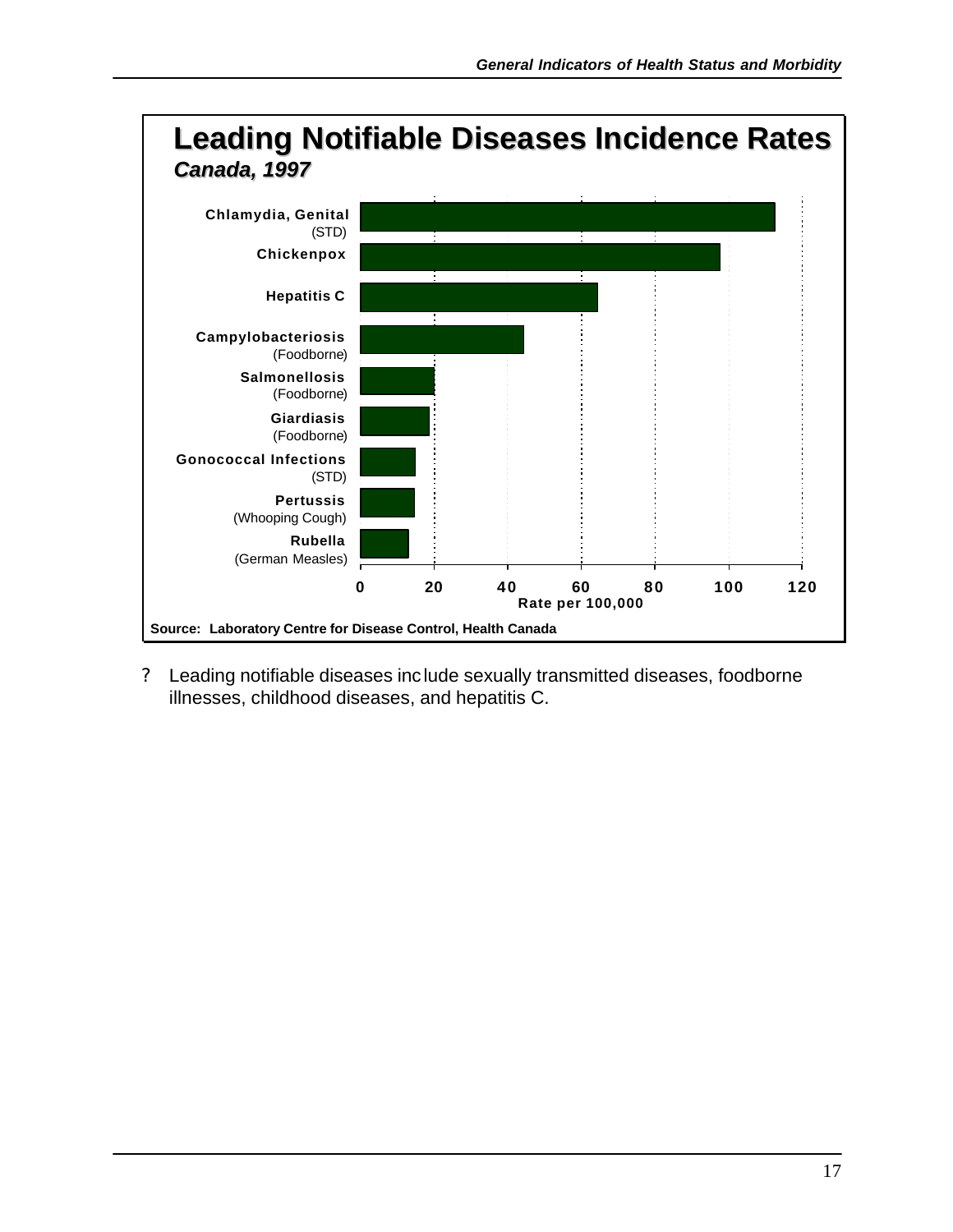## Leading Notifiable Diseases Incidence Rates

*Canada, 1997*

| Disease | Rate per 100,000 |
| --- | --- |
| Chlamydia, Genital (STD) | ~113 |
| Chickenpox | ~98 |
| Hepatitis C | ~65 |
| Campylobacteriosis (Foodborne) | ~45 |
| Salmonellosis (Foodborne) | ~20 |
| Giardiasis (Foodborne) | ~19 |
| Gonococcal Infections (STD) | ~15 |
| Pertussis (Whooping Cough) | ~15 |
| Rubella (German Measles) | ~13 |

Source: Laboratory Centre for Disease Control, Health Canada

- Leading notifiable diseases include sexually transmitted diseases, foodborne illnesses, childhood diseases, and hepatitis C.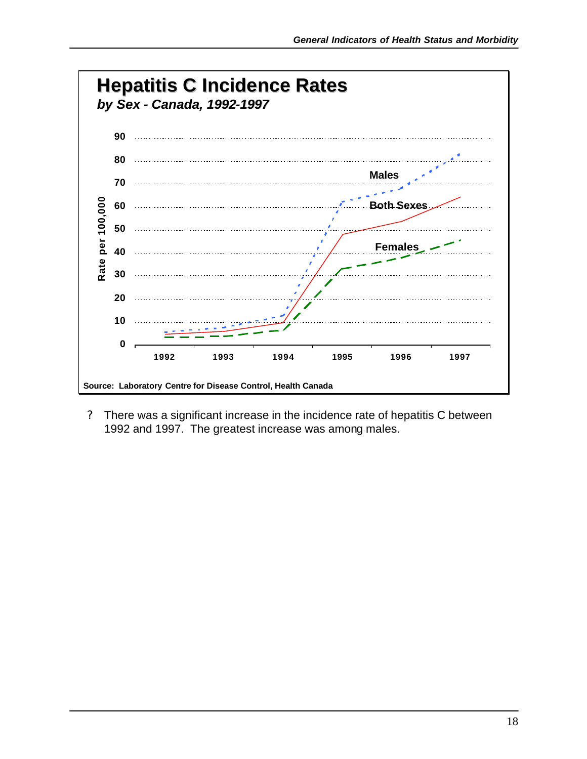## Hepatitis C Incidence Rates

***by Sex - Canada, 1992-1997***

Rate per 100,000

Males

Both Sexes

Females

1992 1993 1994 1995 1996 1997

Source: Laboratory Centre for Disease Control, Health Canada

? There was a significant increase in the incidence rate of hepatitis C between 1992 and 1997. The greatest increase was among males.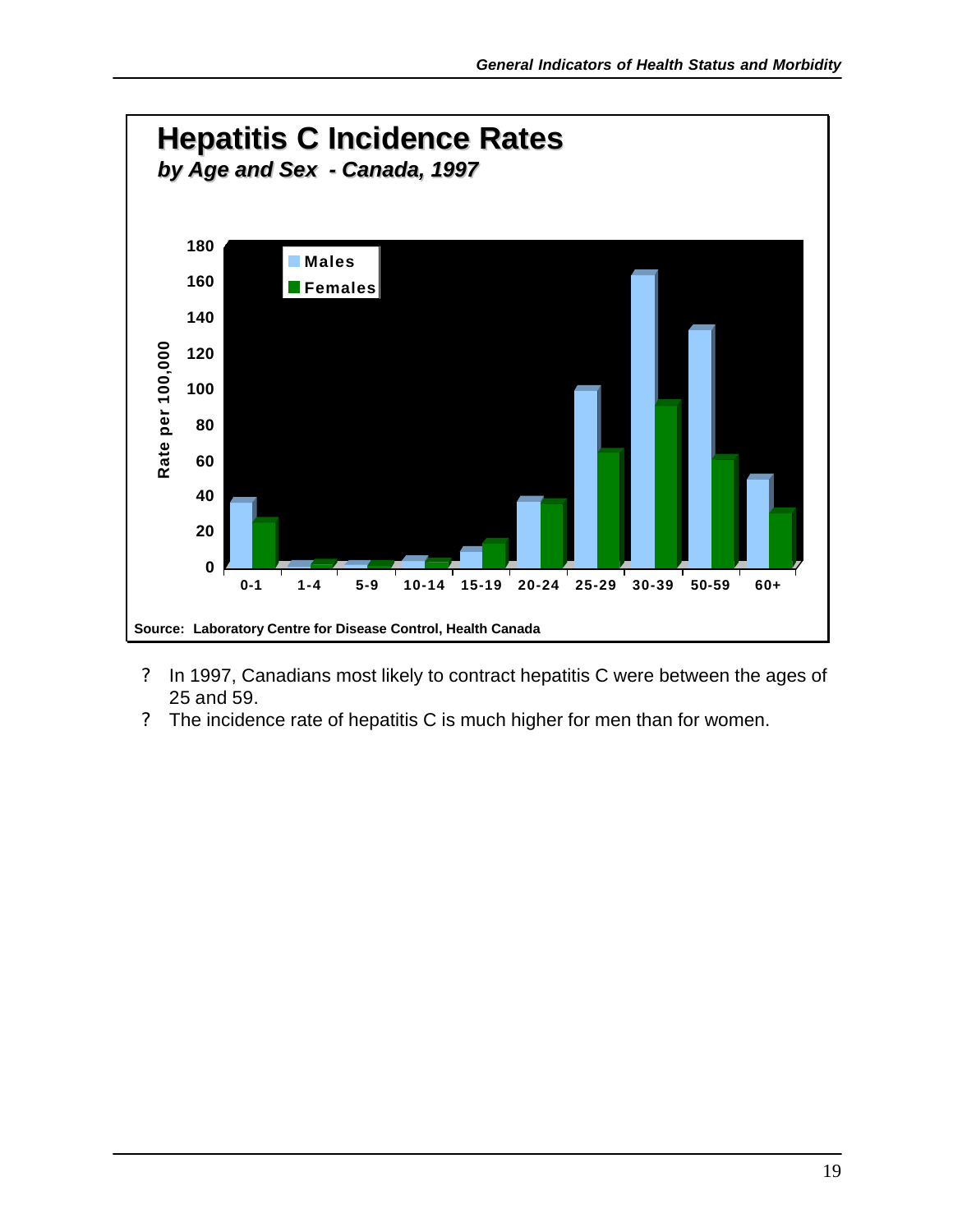## Hepatitis C Incidence Rates

***by Age and Sex - Canada, 1997***

Source: Laboratory Centre for Disease Control, Health Canada

- In 1997, Canadians most likely to contract hepatitis C were between the ages of 25 and 59.
- The incidence rate of hepatitis C is much higher for men than for women.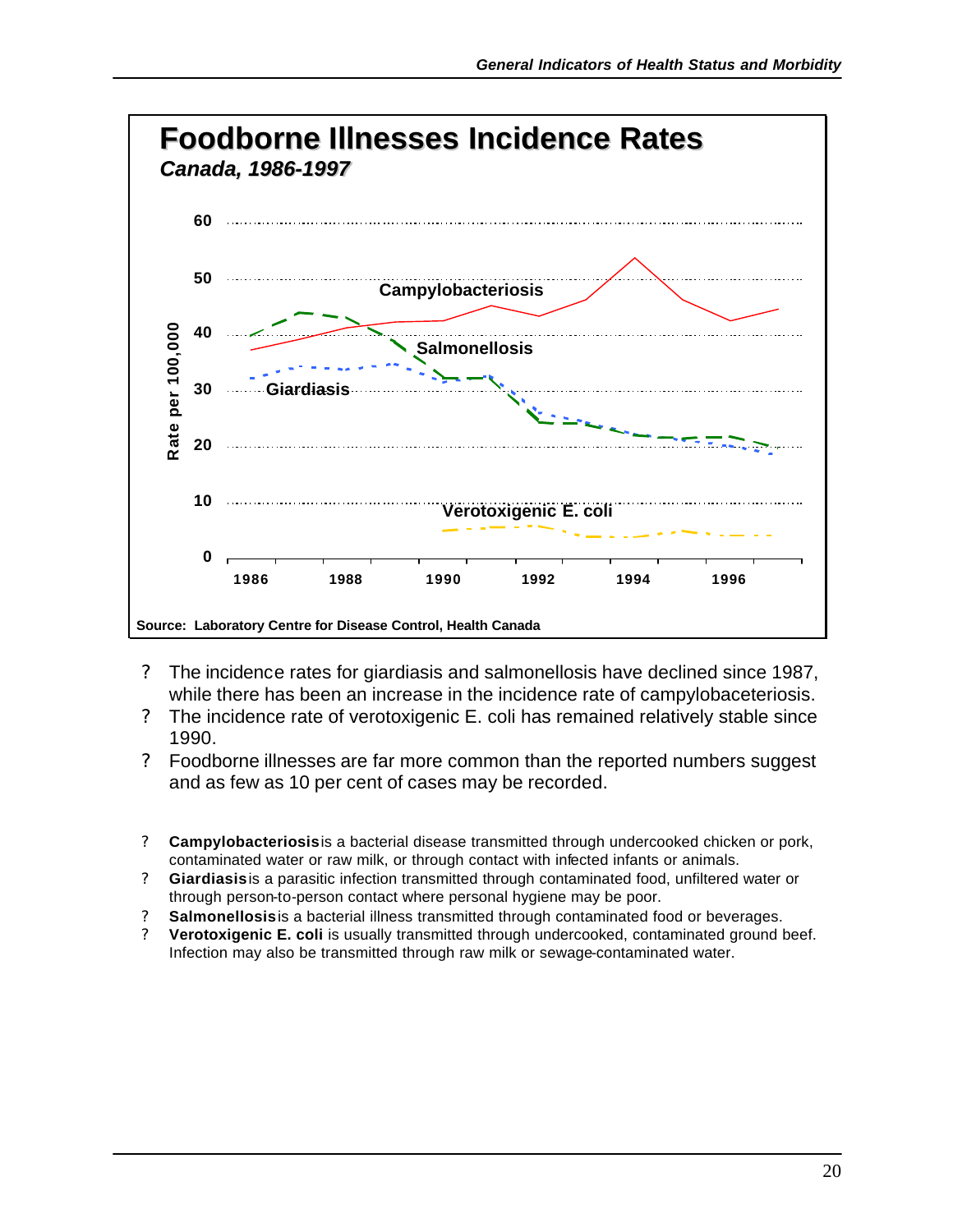## Foodborne Illnesses Incidence Rates

*Canada, 1986-1997*

Source: Laboratory Centre for Disease Control, Health Canada

- The incidence rates for giardiasis and salmonellosis have declined since 1987, while there has been an increase in the incidence rate of campylobaceteriosis.
- The incidence rate of verotoxigenic E. coli has remained relatively stable since 1990.
- Foodborne illnesses are far more common than the reported numbers suggest and as few as 10 per cent of cases may be recorded.

- **Campylobacteriosis** is a bacterial disease transmitted through undercooked chicken or pork, contaminated water or raw milk, or through contact with infected infants or animals.
- **Giardiasis** is a parasitic infection transmitted through contaminated food, unfiltered water or through person-to-person contact where personal hygiene may be poor.
- **Salmonellosis** is a bacterial illness transmitted through contaminated food or beverages.
- **Verotoxigenic E. coli** is usually transmitted through undercooked, contaminated ground beef. Infection may also be transmitted through raw milk or sewage-contaminated water.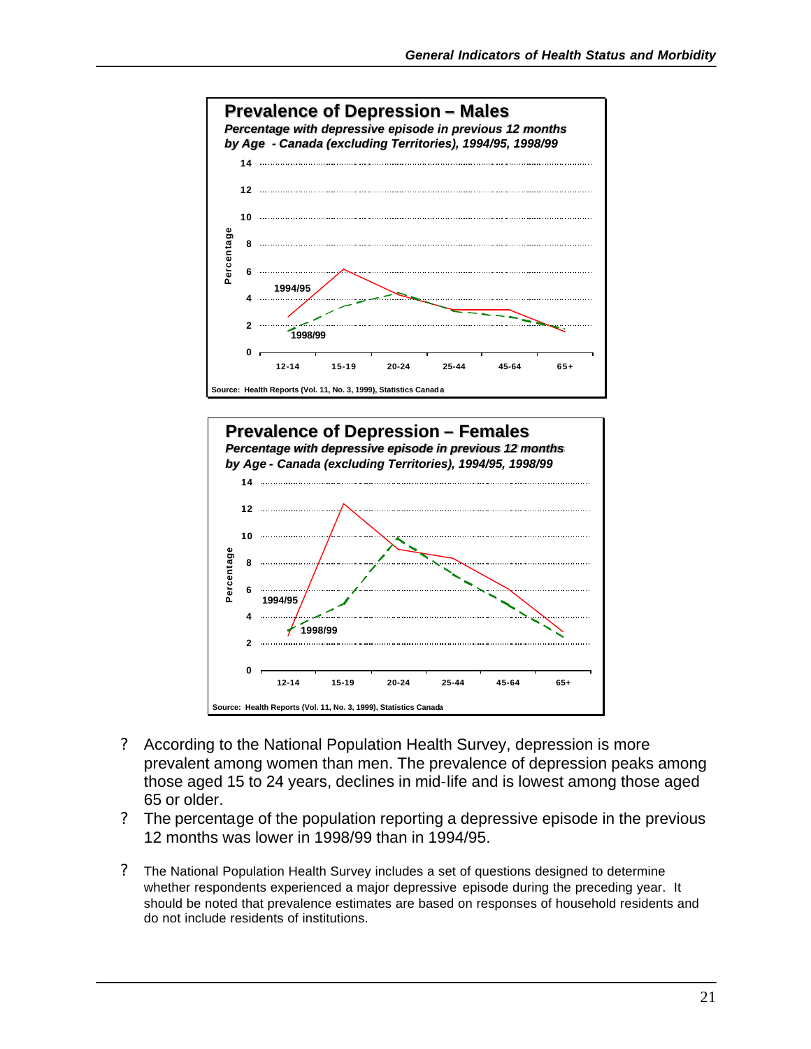**Prevalence of Depression – Males**

*Percentage with depressive episode in previous 12 months by Age - Canada (excluding Territories), 1994/95, 1998/99*

Source: Health Reports (Vol. 11, No. 3, 1999), Statistics Canada

**Prevalence of Depression – Females**

*Percentage with depressive episode in previous 12 months by Age - Canada (excluding Territories), 1994/95, 1998/99*

Source: Health Reports (Vol. 11, No. 3, 1999), Statistics Canada

- According to the National Population Health Survey, depression is more prevalent among women than men. The prevalence of depression peaks among those aged 15 to 24 years, declines in mid-life and is lowest among those aged 65 or older.
- The percentage of the population reporting a depressive episode in the previous 12 months was lower in 1998/99 than in 1994/95.
- The National Population Health Survey includes a set of questions designed to determine whether respondents experienced a major depressive episode during the preceding year. It should be noted that prevalence estimates are based on responses of household residents and do not include residents of institutions.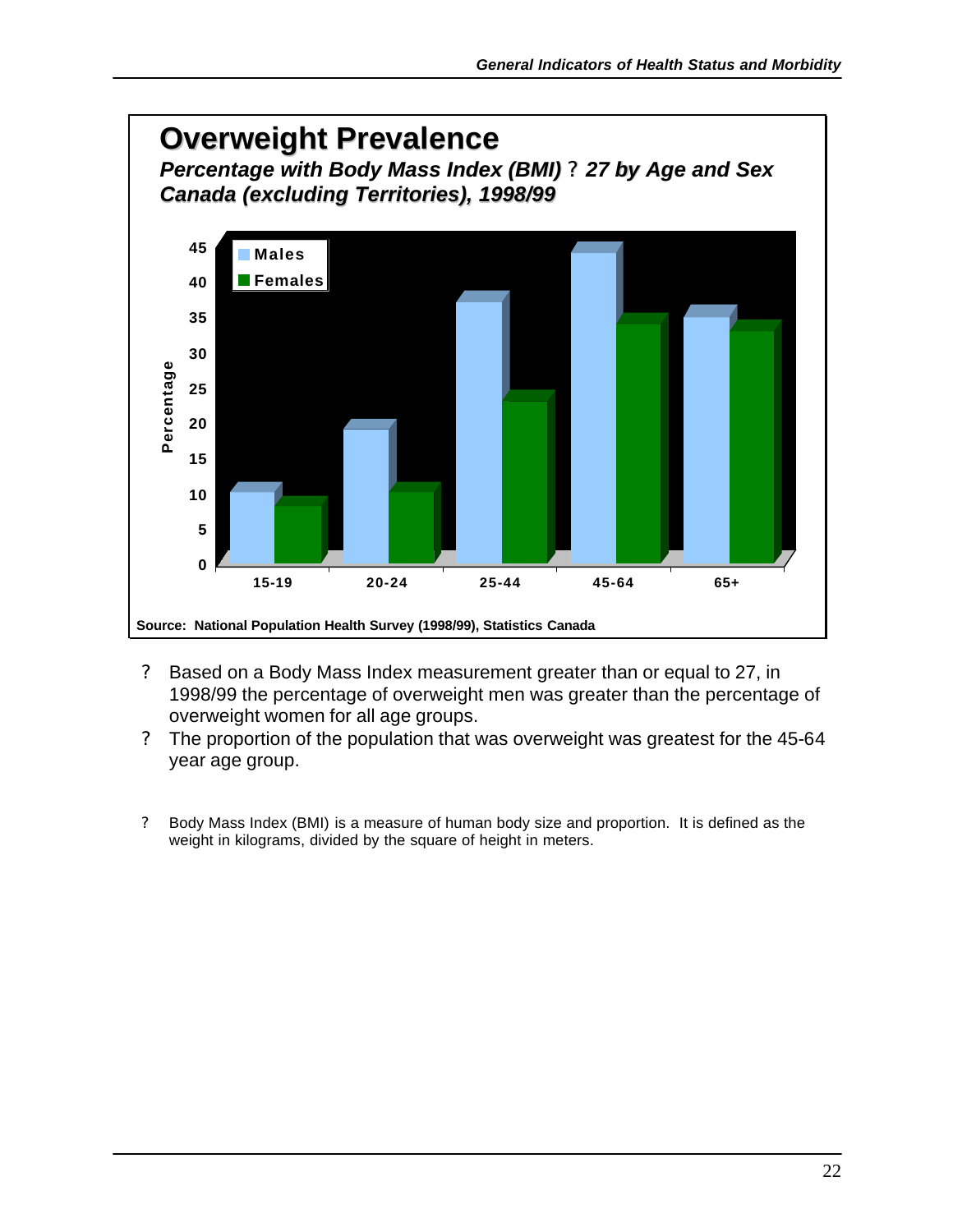# Overweight Prevalence

***Percentage with Body Mass Index (BMI) ? 27 by Age and Sex***
***Canada (excluding Territories), 1998/99***

Source: National Population Health Survey (1998/99), Statistics Canada

- ? Based on a Body Mass Index measurement greater than or equal to 27, in 1998/99 the percentage of overweight men was greater than the percentage of overweight women for all age groups.
- ? The proportion of the population that was overweight was greatest for the 45-64 year age group.

? Body Mass Index (BMI) is a measure of human body size and proportion. It is defined as the weight in kilograms, divided by the square of height in meters.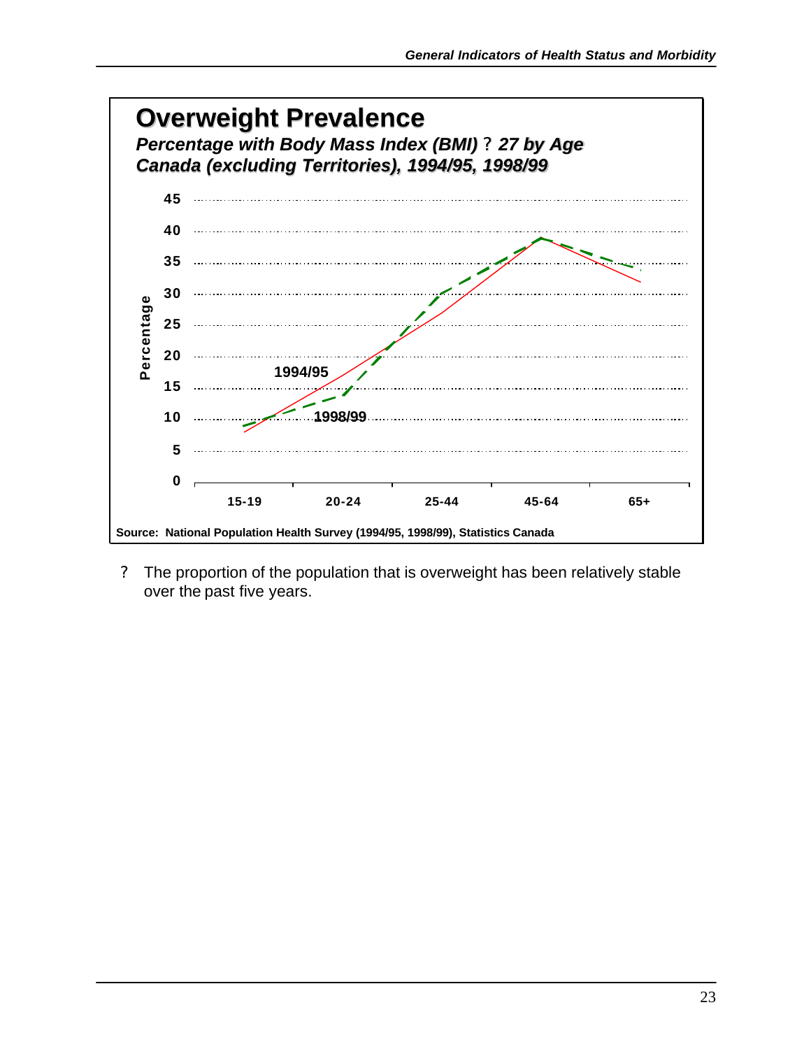## Overweight Prevalence

***Percentage with Body Mass Index (BMI) ? 27 by Age***
***Canada (excluding Territories), 1994/95, 1998/99***

Percentage

45
40
35
30
25
20
15
10
5
0

1994/95

1998/99

15-19 | 20-24 | 25-44 | 45-64 | 65+

**Source: National Population Health Survey (1994/95, 1998/99), Statistics Canada**

? The proportion of the population that is overweight has been relatively stable over the past five years.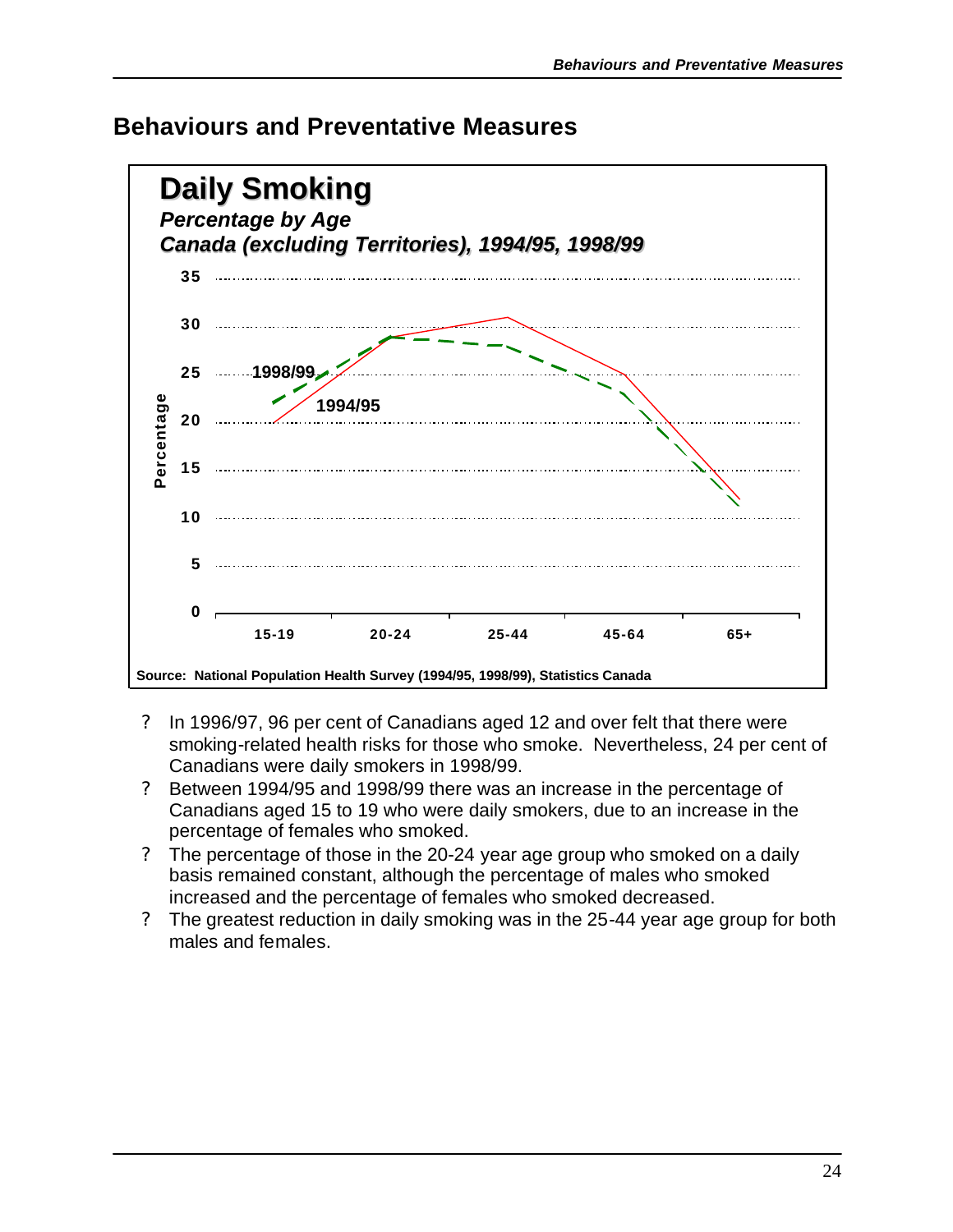## Behaviours and Preventative Measures

**Daily Smoking**

***Percentage by Age***

***Canada (excluding Territories), 1994/95, 1998/99***

Source: National Population Health Survey (1994/95, 1998/99), Statistics Canada

- In 1996/97, 96 per cent of Canadians aged 12 and over felt that there were smoking-related health risks for those who smoke. Nevertheless, 24 per cent of Canadians were daily smokers in 1998/99.
- Between 1994/95 and 1998/99 there was an increase in the percentage of Canadians aged 15 to 19 who were daily smokers, due to an increase in the percentage of females who smoked.
- The percentage of those in the 20-24 year age group who smoked on a daily basis remained constant, although the percentage of males who smoked increased and the percentage of females who smoked decreased.
- The greatest reduction in daily smoking was in the 25-44 year age group for both males and females.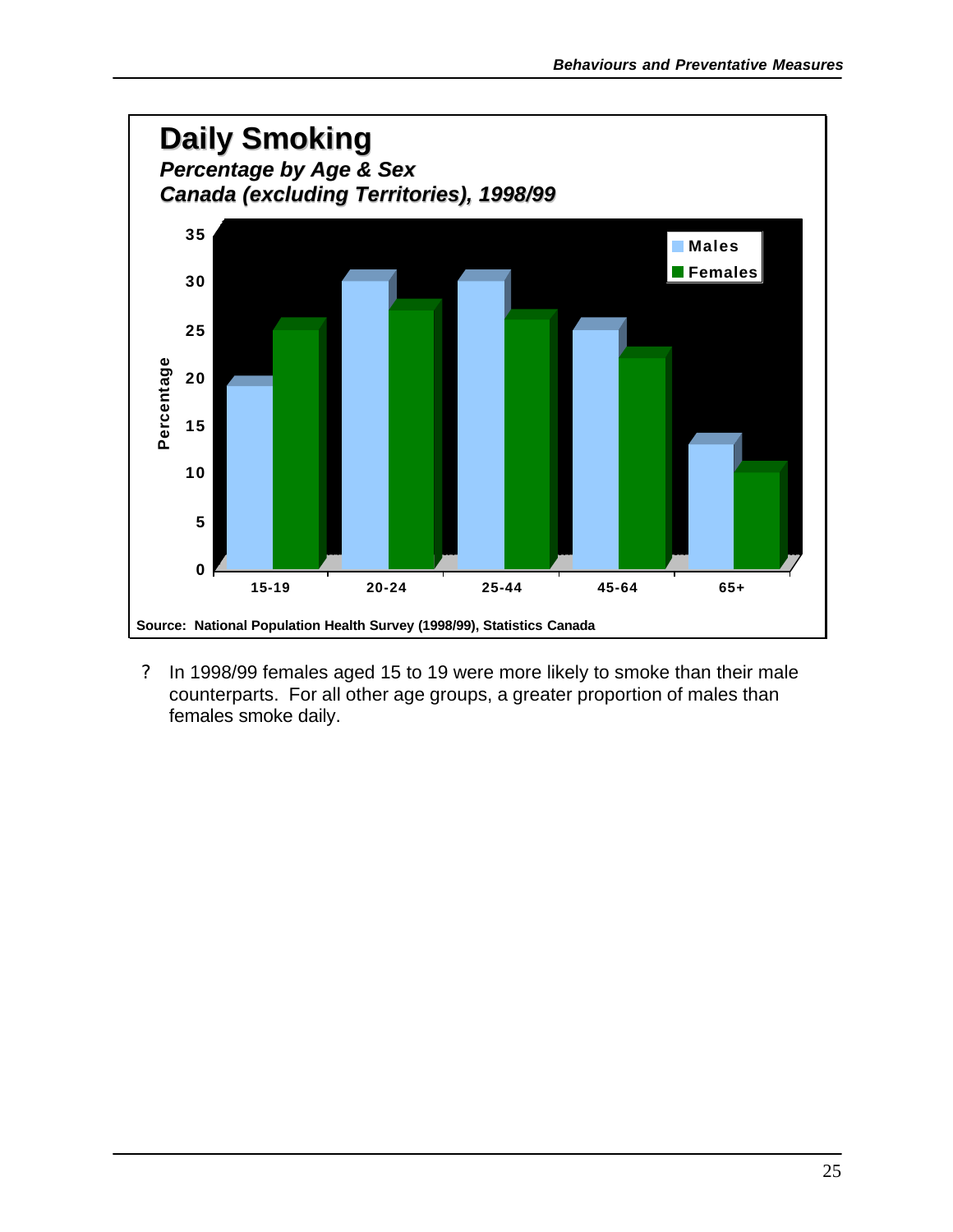## Daily Smoking

***Percentage by Age & Sex***
***Canada (excluding Territories), 1998/99***

Source: National Population Health Survey (1998/99), Statistics Canada

? In 1998/99 females aged 15 to 19 were more likely to smoke than their male counterparts. For all other age groups, a greater proportion of males than females smoke daily.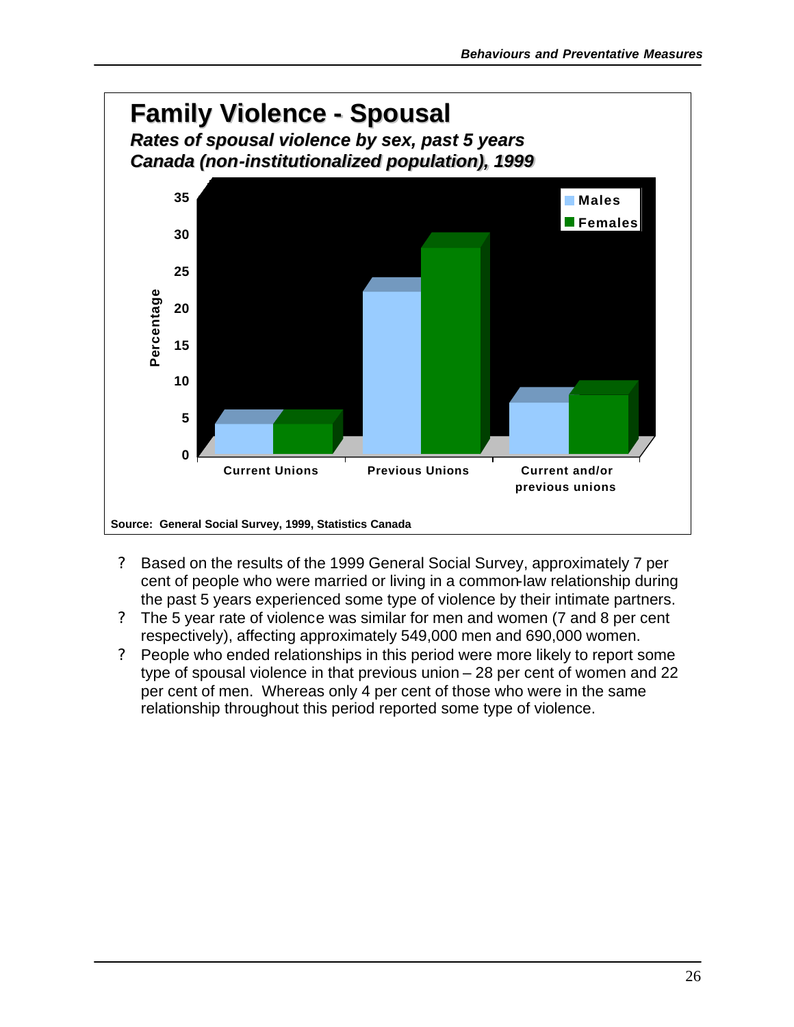## Family Violence - Spousal

***Rates of spousal violence by sex, past 5 years***
***Canada (non-institutionalized population), 1999***

Source: General Social Survey, 1999, Statistics Canada

- Based on the results of the 1999 General Social Survey, approximately 7 per cent of people who were married or living in a common-law relationship during the past 5 years experienced some type of violence by their intimate partners.
- The 5 year rate of violence was similar for men and women (7 and 8 per cent respectively), affecting approximately 549,000 men and 690,000 women.
- People who ended relationships in this period were more likely to report some type of spousal violence in that previous union – 28 per cent of women and 22 per cent of men. Whereas only 4 per cent of those who were in the same relationship throughout this period reported some type of violence.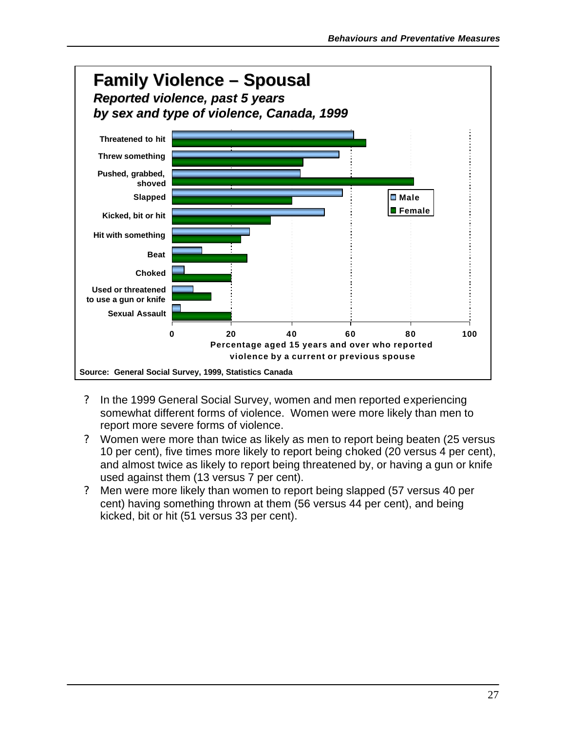## Family Violence – Spousal

***Reported violence, past 5 years***
***by sex and type of violence, Canada, 1999***

| Type of violence | Male | Female |
|---|---|---|
| Threatened to hit | 61 | 65 |
| Threw something | 56 | 44 |
| Pushed, grabbed, shoved | 43 | 81 |
| Slapped | 57 | 40 |
| Kicked, bit or hit | 51 | 33 |
| Hit with something | 26 | 23 |
| Beat | 10 | 25 |
| Choked | 4 | 20 |
| Used or threatened to use a gun or knife | 7 | 13 |
| Sexual Assault | 3 | 20 |

Percentage aged 15 years and over who reported violence by a current or previous spouse

Source: General Social Survey, 1999, Statistics Canada

- In the 1999 General Social Survey, women and men reported experiencing somewhat different forms of violence. Women were more likely than men to report more severe forms of violence.
- Women were more than twice as likely as men to report being beaten (25 versus 10 per cent), five times more likely to report being choked (20 versus 4 per cent), and almost twice as likely to report being threatened by, or having a gun or knife used against them (13 versus 7 per cent).
- Men were more likely than women to report being slapped (57 versus 40 per cent) having something thrown at them (56 versus 44 per cent), and being kicked, bit or hit (51 versus 33 per cent).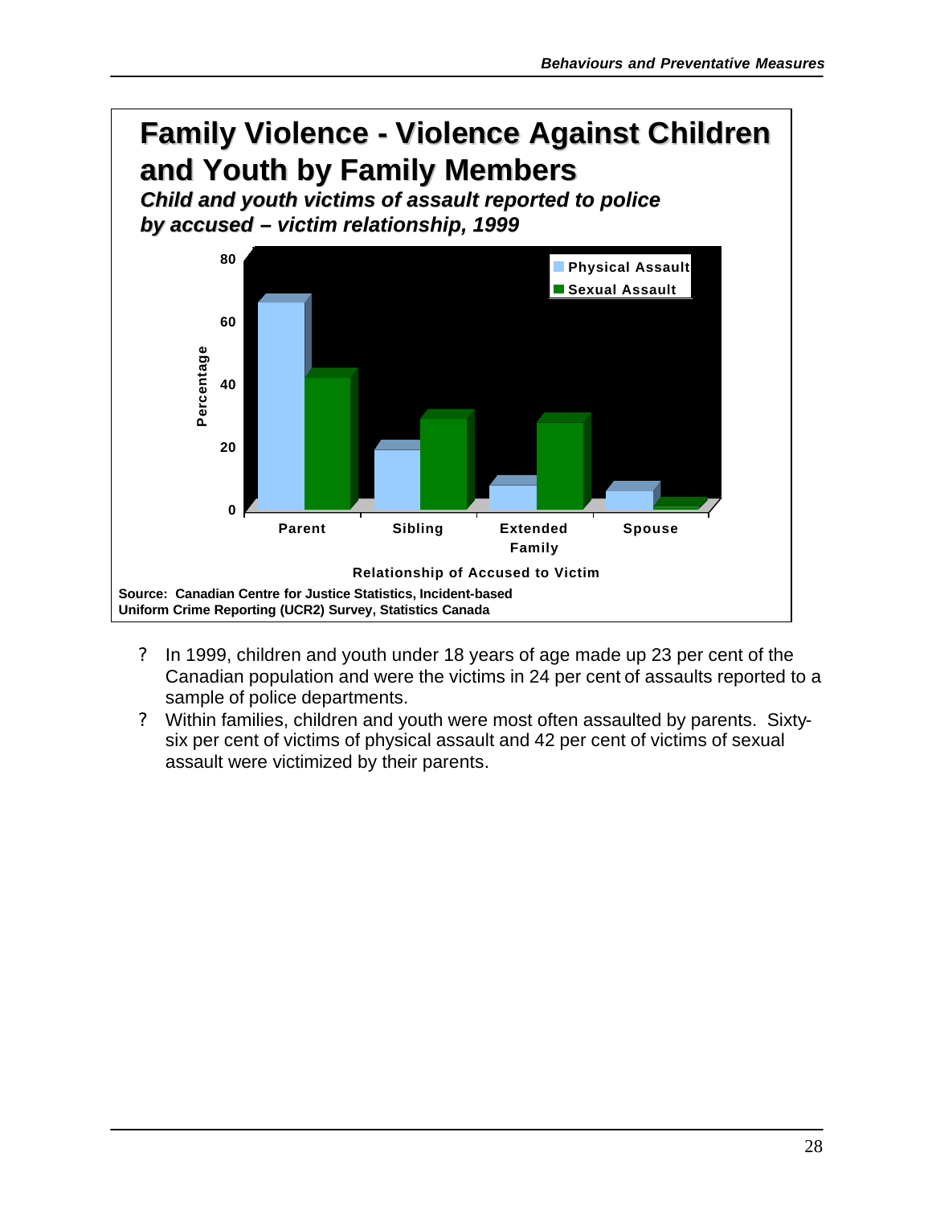# Family Violence - Violence Against Children and Youth by Family Members

***Child and youth victims of assault reported to police by accused – victim relationship, 1999***

Source: Canadian Centre for Justice Statistics, Incident-based Uniform Crime Reporting (UCR2) Survey, Statistics Canada

- In 1999, children and youth under 18 years of age made up 23 per cent of the Canadian population and were the victims in 24 per cent of assaults reported to a sample of police departments.
- Within families, children and youth were most often assaulted by parents. Sixty-six per cent of victims of physical assault and 42 per cent of victims of sexual assault were victimized by their parents.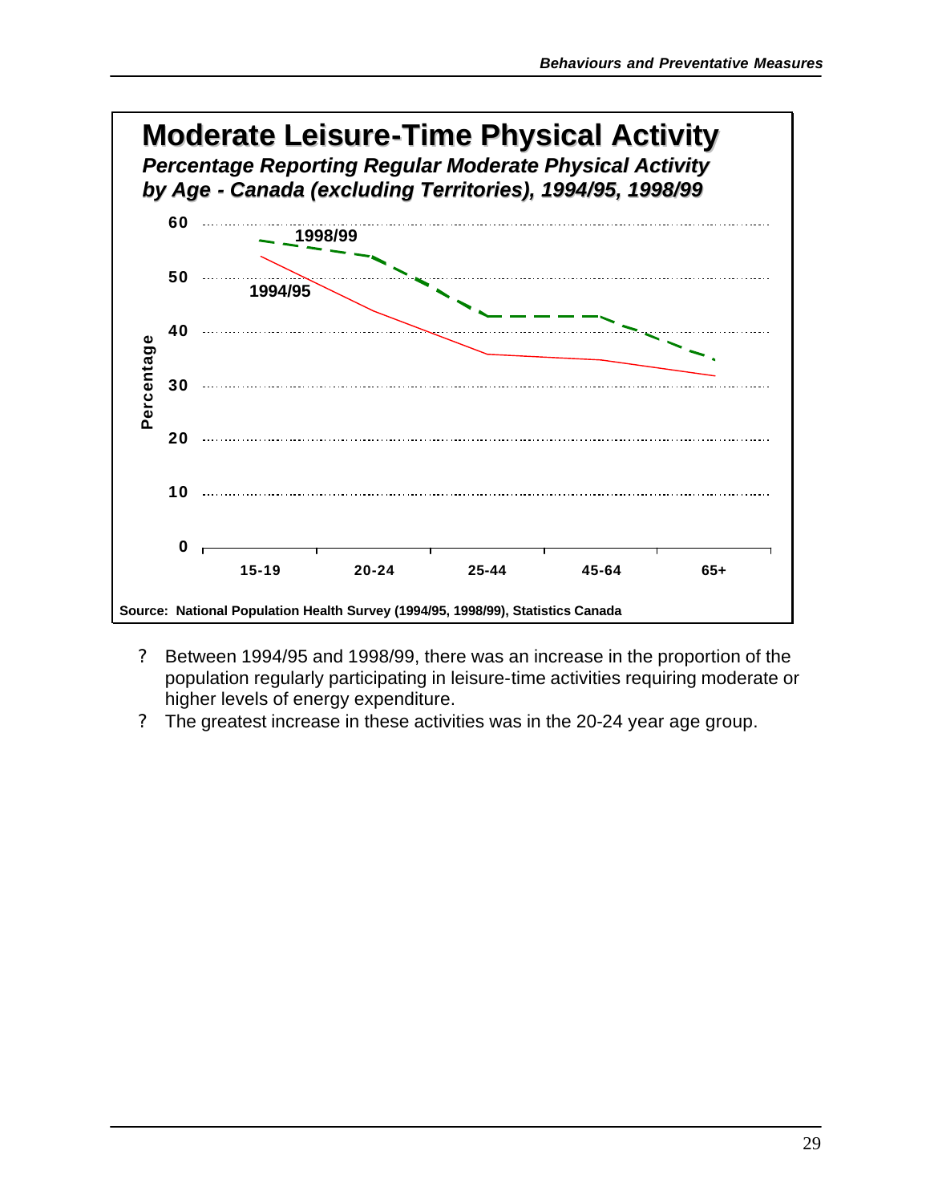## Moderate Leisure-Time Physical Activity

***Percentage Reporting Regular Moderate Physical Activity by Age - Canada (excluding Territories), 1994/95, 1998/99***

Source: National Population Health Survey (1994/95, 1998/99), Statistics Canada

- Between 1994/95 and 1998/99, there was an increase in the proportion of the population regularly participating in leisure-time activities requiring moderate or higher levels of energy expenditure.
- The greatest increase in these activities was in the 20-24 year age group.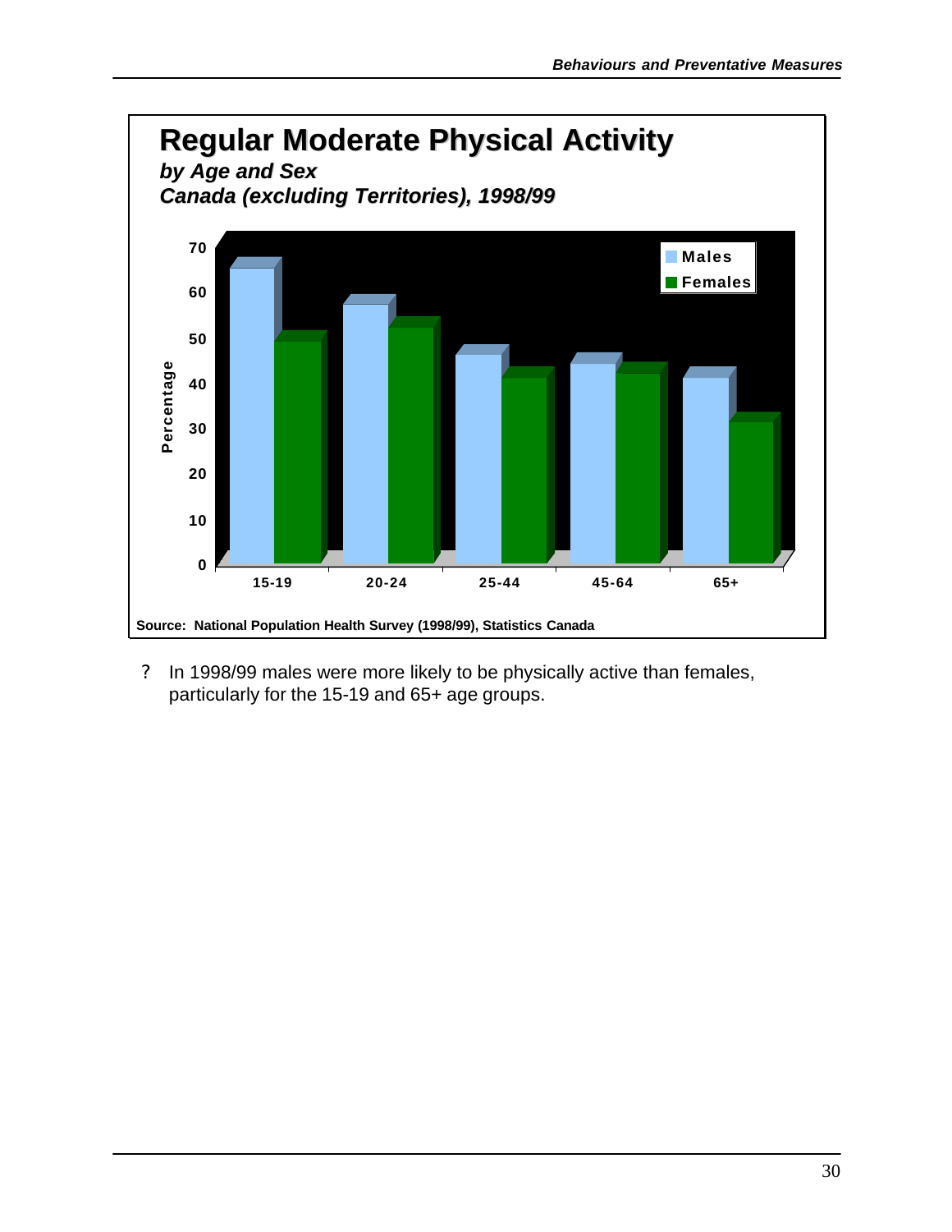## Regular Moderate Physical Activity

***by Age and Sex***

***Canada (excluding Territories), 1998/99***

Percentage

| | 15-19 | 20-24 | 25-44 | 45-64 | 65+ |
|---|---|---|---|---|---|
| Males | | | | | |
| Females | | | | | |

Source: National Population Health Survey (1998/99), Statistics Canada

? In 1998/99 males were more likely to be physically active than females, particularly for the 15-19 and 65+ age groups.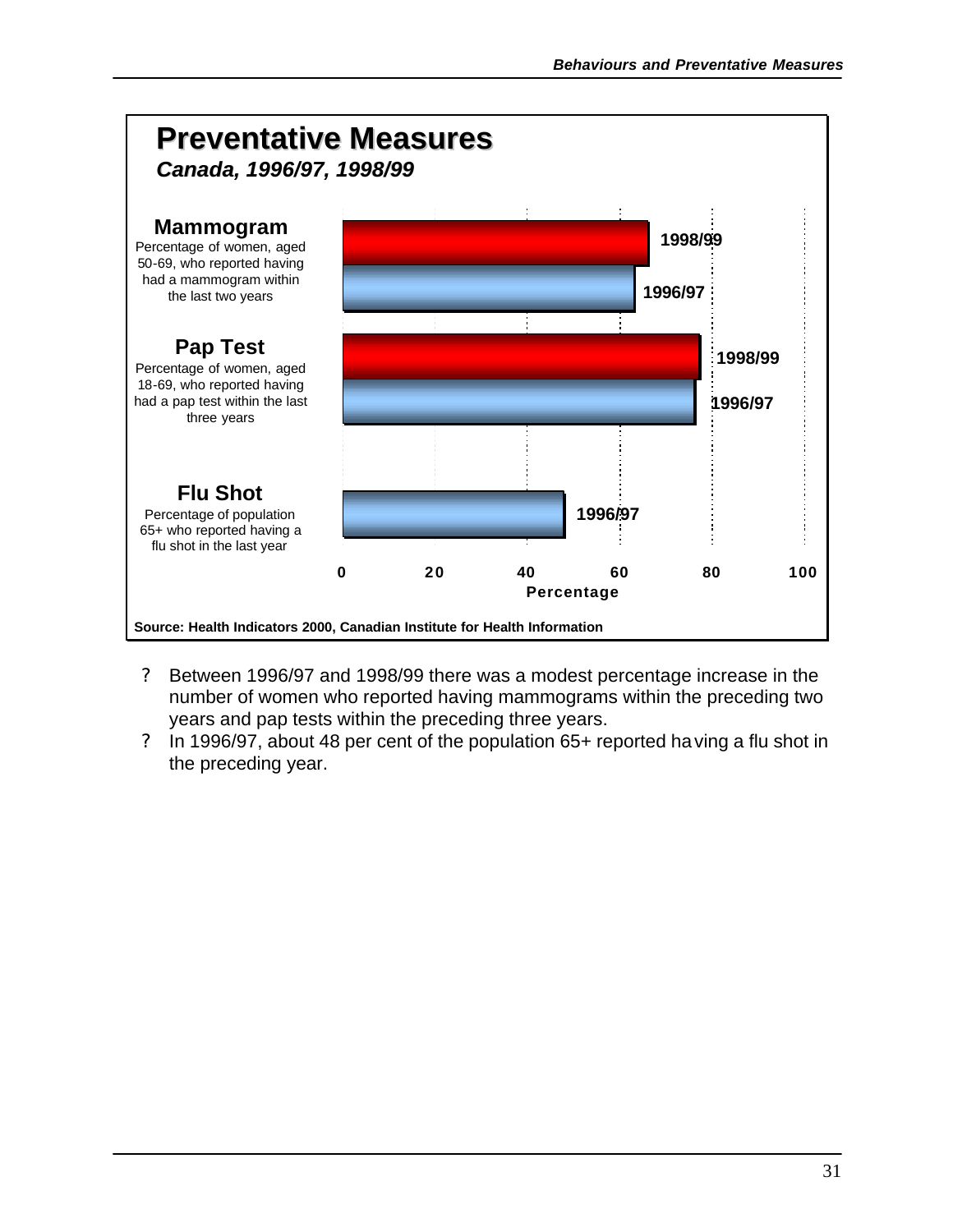## Preventative Measures

***Canada, 1996/97, 1998/99***

**Mammogram**
Percentage of women, aged 50-69, who reported having had a mammogram within the last two years

**Pap Test**
Percentage of women, aged 18-69, who reported having had a pap test within the last three years

**Flu Shot**
Percentage of population 65+ who reported having a flu shot in the last year

**Source: Health Indicators 2000, Canadian Institute for Health Information**

- Between 1996/97 and 1998/99 there was a modest percentage increase in the number of women who reported having mammograms within the preceding two years and pap tests within the preceding three years.
- In 1996/97, about 48 per cent of the population 65+ reported having a flu shot in the preceding year.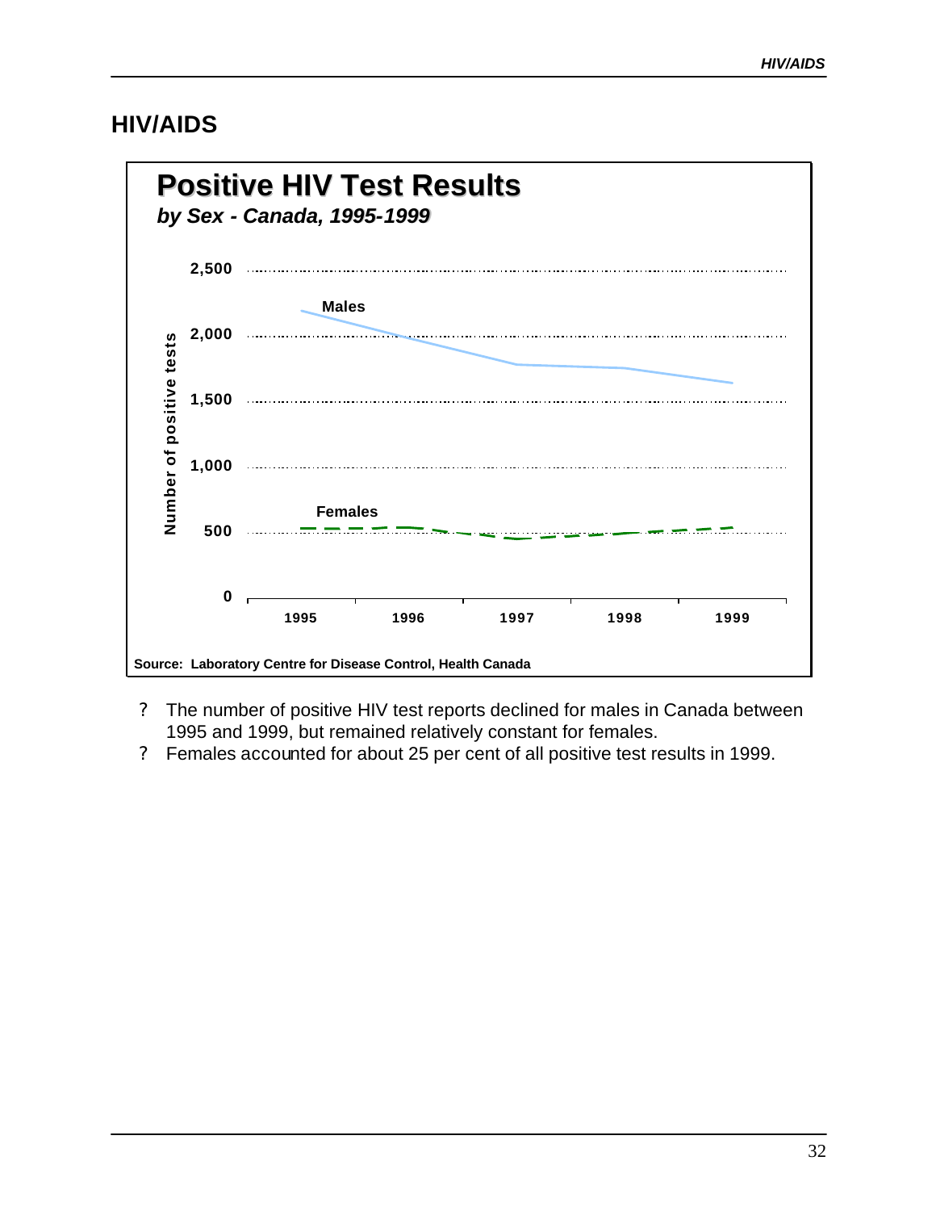## HIV/AIDS

**Positive HIV Test Results**

***by Sex - Canada, 1995-1999***

Source: Laboratory Centre for Disease Control, Health Canada

- The number of positive HIV test reports declined for males in Canada between 1995 and 1999, but remained relatively constant for females.
- Females accounted for about 25 per cent of all positive test results in 1999.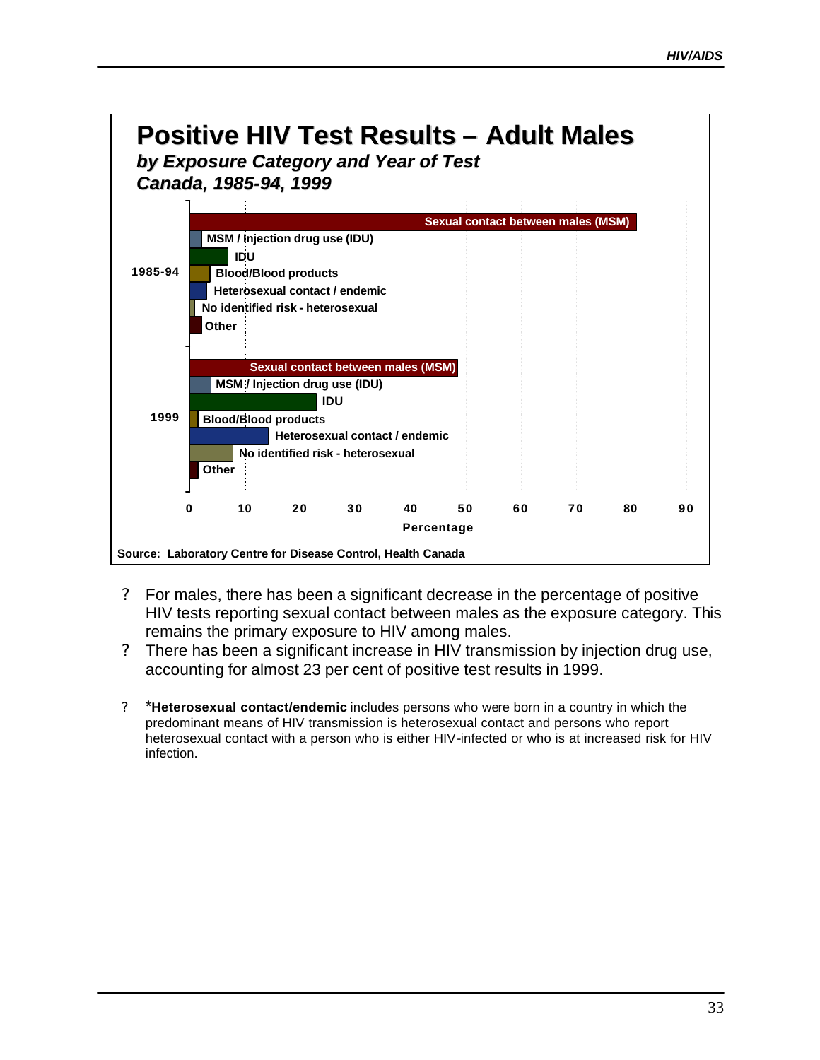## Positive HIV Test Results – Adult Males

*by Exposure Category and Year of Test*
*Canada, 1985-94, 1999*

1985-94:
- Sexual contact between males (MSM)
- MSM / Injection drug use (IDU)
- IDU
- Blood/Blood products
- Heterosexual contact / endemic
- No identified risk - heterosexual
- Other

1999:
- Sexual contact between males (MSM)
- MSM / Injection drug use (IDU)
- IDU
- Blood/Blood products
- Heterosexual contact / endemic
- No identified risk - heterosexual
- Other

0 10 20 30 40 50 60 70 80 90

Percentage

Source: Laboratory Centre for Disease Control, Health Canada

- For males, there has been a significant decrease in the percentage of positive HIV tests reporting sexual contact between males as the exposure category. This remains the primary exposure to HIV among males.
- There has been a significant increase in HIV transmission by injection drug use, accounting for almost 23 per cent of positive test results in 1999.

- ***Heterosexual contact/endemic** includes persons who were born in a country in which the predominant means of HIV transmission is heterosexual contact and persons who report heterosexual contact with a person who is either HIV-infected or who is at increased risk for HIV infection.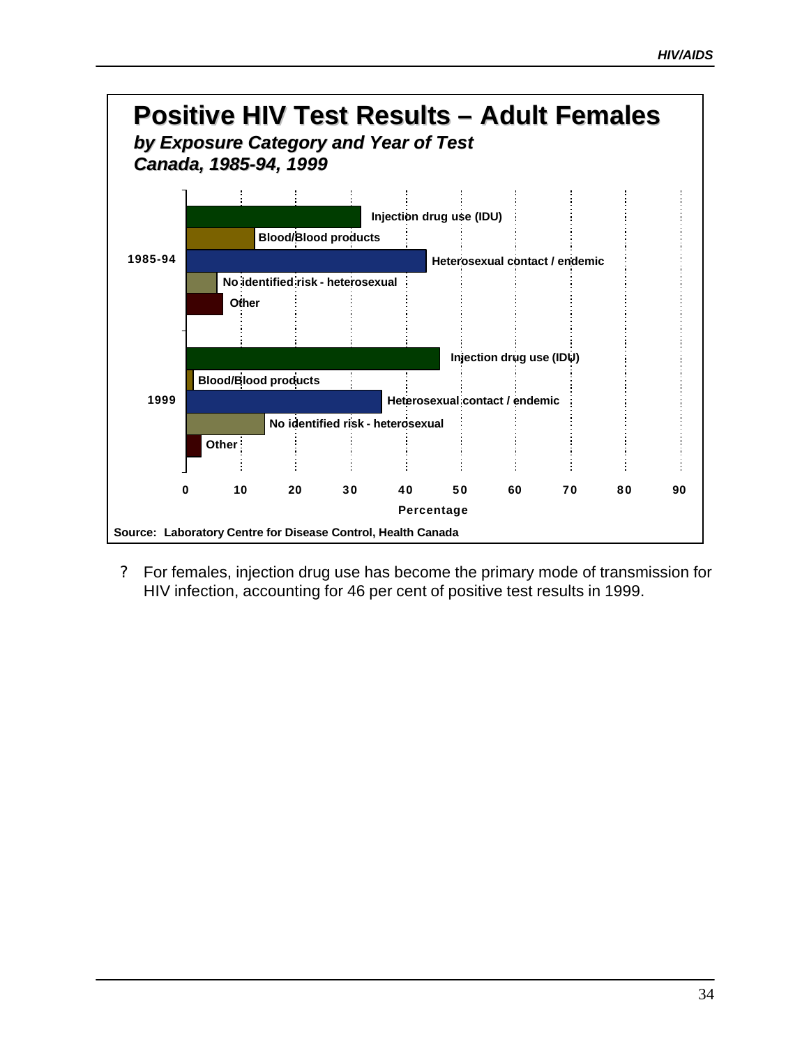## Positive HIV Test Results – Adult Females

*by Exposure Category and Year of Test*
*Canada, 1985-94, 1999*

1985-94: Injection drug use (IDU); Blood/Blood products; Heterosexual contact / endemic; No identified risk - heterosexual; Other

1999: Injection drug use (IDU); Blood/Blood products; Heterosexual contact / endemic; No identified risk - heterosexual; Other

Percentage: 0 10 20 30 40 50 60 70 80 90

Source: Laboratory Centre for Disease Control, Health Canada

? For females, injection drug use has become the primary mode of transmission for HIV infection, accounting for 46 per cent of positive test results in 1999.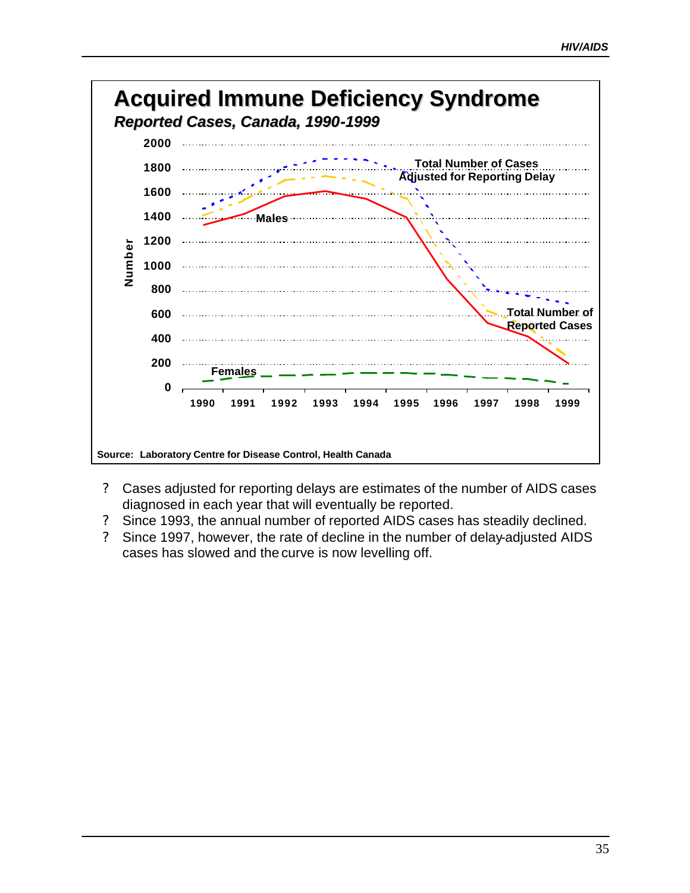# Acquired Immune Deficiency Syndrome

***Reported Cases, Canada, 1990-1999***

Source: Laboratory Centre for Disease Control, Health Canada

- Cases adjusted for reporting delays are estimates of the number of AIDS cases diagnosed in each year that will eventually be reported.
- Since 1993, the annual number of reported AIDS cases has steadily declined.
- Since 1997, however, the rate of decline in the number of delay-adjusted AIDS cases has slowed and the curve is now levelling off.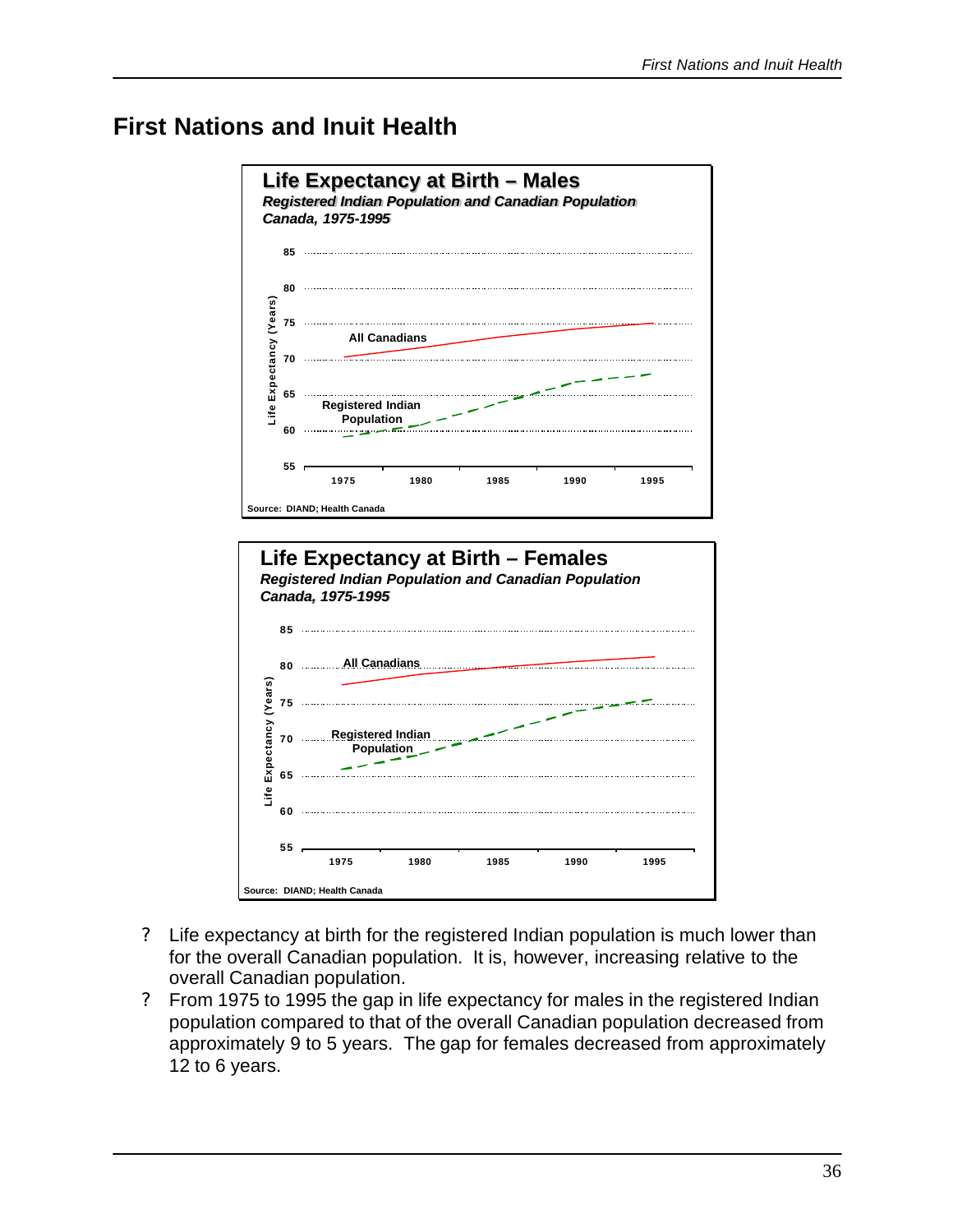# First Nations and Inuit Health

**Life Expectancy at Birth – Males**

***Registered Indian Population and Canadian Population Canada, 1975-1995***

Life Expectancy (Years)

85, 80, 75, 70, 65, 60, 55

All Canadians

Registered Indian Population

1975, 1980, 1985, 1990, 1995

Source: DIAND; Health Canada

**Life Expectancy at Birth – Females**

***Registered Indian Population and Canadian Population Canada, 1975-1995***

Life Expectancy (Years)

85, 80, 75, 70, 65, 60, 55

All Canadians

Registered Indian Population

1975, 1980, 1985, 1990, 1995

Source: DIAND; Health Canada

- Life expectancy at birth for the registered Indian population is much lower than for the overall Canadian population. It is, however, increasing relative to the overall Canadian population.
- From 1975 to 1995 the gap in life expectancy for males in the registered Indian population compared to that of the overall Canadian population decreased from approximately 9 to 5 years. The gap for females decreased from approximately 12 to 6 years.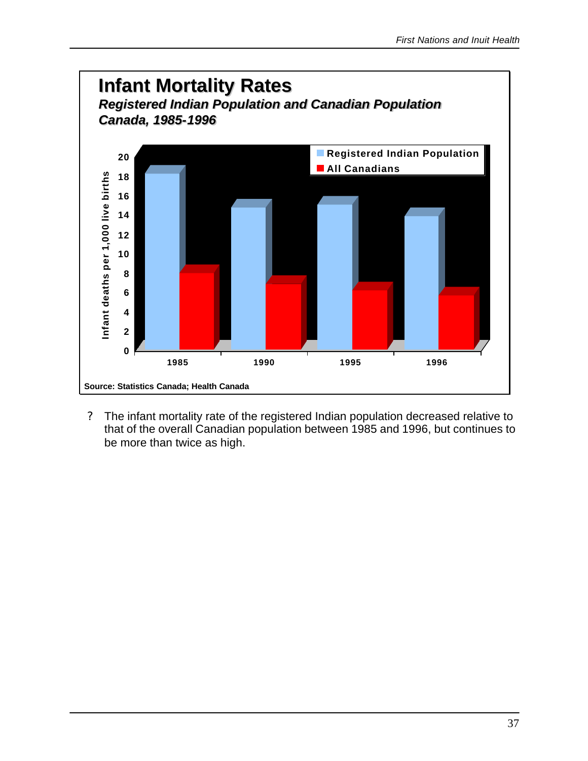## Infant Mortality Rates

***Registered Indian Population and Canadian Population***
***Canada, 1985-1996***

Infant deaths per 1,000 live births

■ Registered Indian Population
■ All Canadians

1985 | 1990 | 1995 | 1996

Source: Statistics Canada; Health Canada

? The infant mortality rate of the registered Indian population decreased relative to that of the overall Canadian population between 1985 and 1996, but continues to be more than twice as high.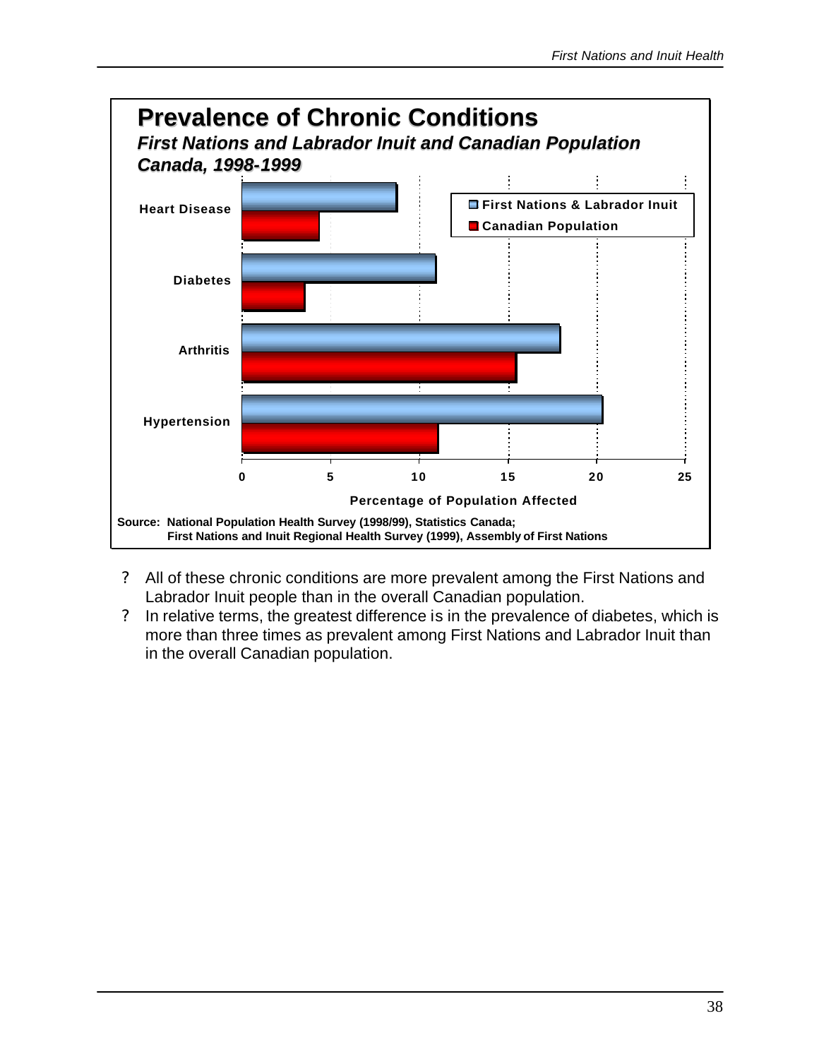**Prevalence of Chronic Conditions**

***First Nations and Labrador Inuit and Canadian Population Canada, 1998-1999***

| | First Nations & Labrador Inuit | Canadian Population |
|---|---|---|
| Heart Disease | | |
| Diabetes | | |
| Arthritis | | |
| Hypertension | | |

Percentage of Population Affected (0, 5, 10, 15, 20, 25)

Source: National Population Health Survey (1998/99), Statistics Canada; First Nations and Inuit Regional Health Survey (1999), Assembly of First Nations

- All of these chronic conditions are more prevalent among the First Nations and Labrador Inuit people than in the overall Canadian population.
- In relative terms, the greatest difference is in the prevalence of diabetes, which is more than three times as prevalent among First Nations and Labrador Inuit than in the overall Canadian population.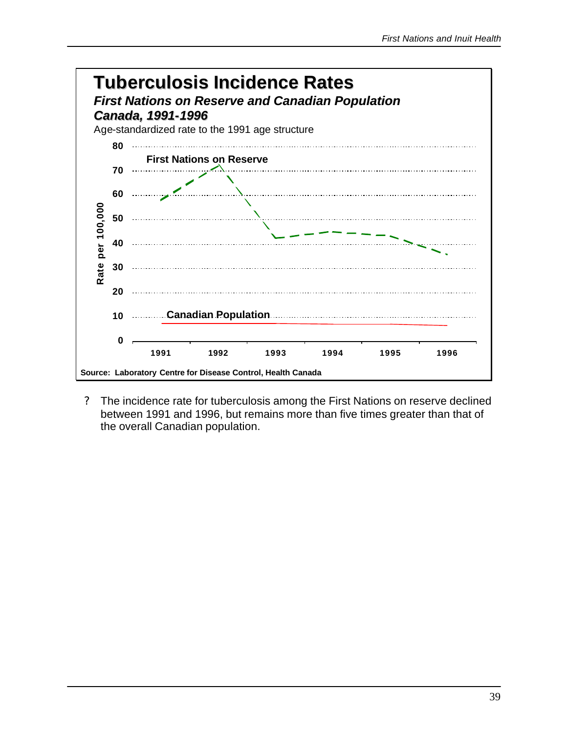## Tuberculosis Incidence Rates

***First Nations on Reserve and Canadian Population***
***Canada, 1991-1996***

Age-standardized rate to the 1991 age structure

First Nations on Reserve

Canadian Population

Rate per 100,000

80
70
60
50
40
30
20
10
0

1991 1992 1993 1994 1995 1996

**Source: Laboratory Centre for Disease Control, Health Canada**

? The incidence rate for tuberculosis among the First Nations on reserve declined between 1991 and 1996, but remains more than five times greater than that of the overall Canadian population.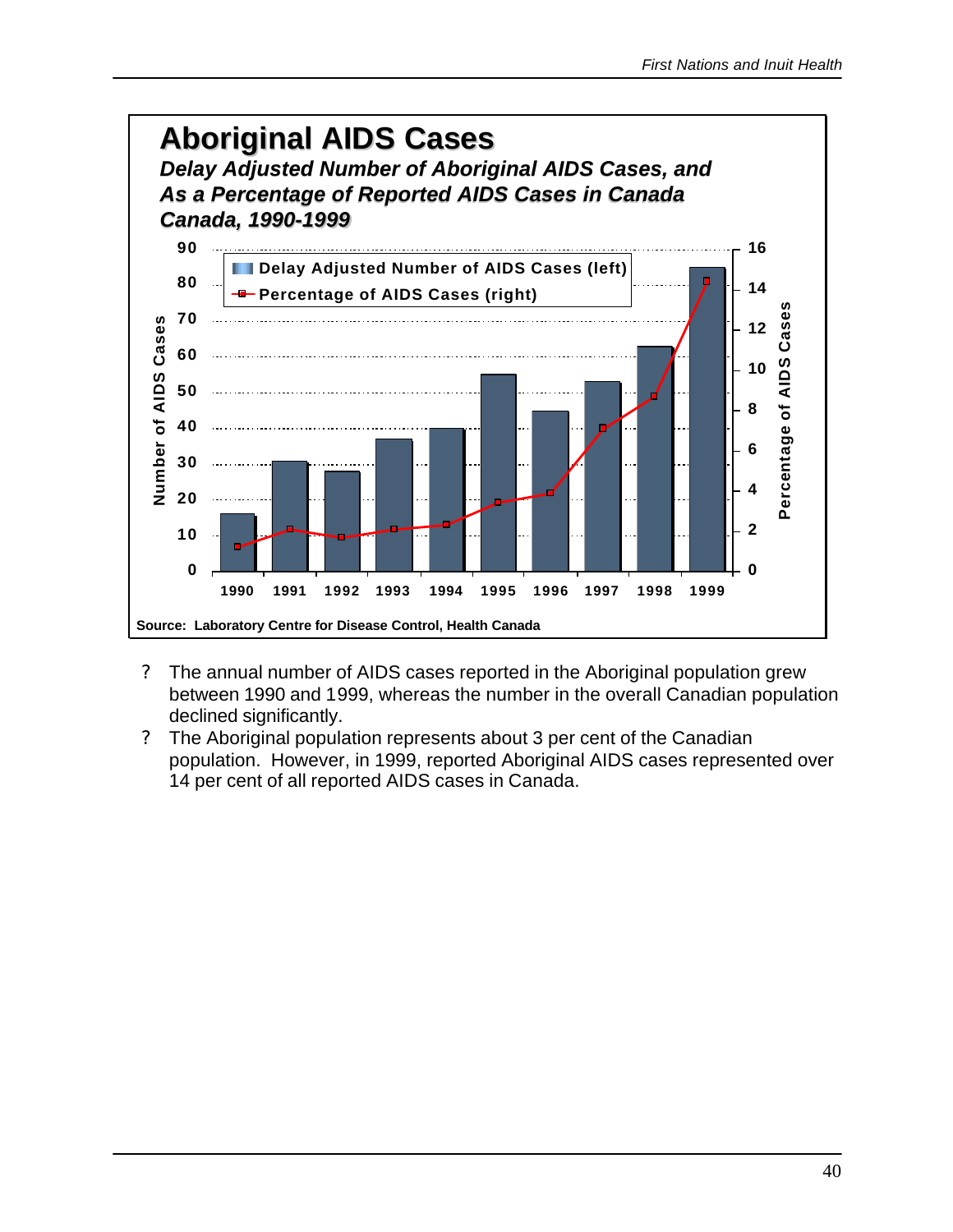## Aboriginal AIDS Cases

***Delay Adjusted Number of Aboriginal AIDS Cases, and As a Percentage of Reported AIDS Cases in Canada Canada, 1990-1999***

Delay Adjusted Number of AIDS Cases (left)
Percentage of AIDS Cases (right)

Number of AIDS Cases: 0, 10, 20, 30, 40, 50, 60, 70, 80, 90

Percentage of AIDS Cases: 0, 2, 4, 6, 8, 10, 12, 14, 16

1990 1991 1992 1993 1994 1995 1996 1997 1998 1999

Source: Laboratory Centre for Disease Control, Health Canada

- The annual number of AIDS cases reported in the Aboriginal population grew between 1990 and 1999, whereas the number in the overall Canadian population declined significantly.
- The Aboriginal population represents about 3 per cent of the Canadian population. However, in 1999, reported Aboriginal AIDS cases represented over 14 per cent of all reported AIDS cases in Canada.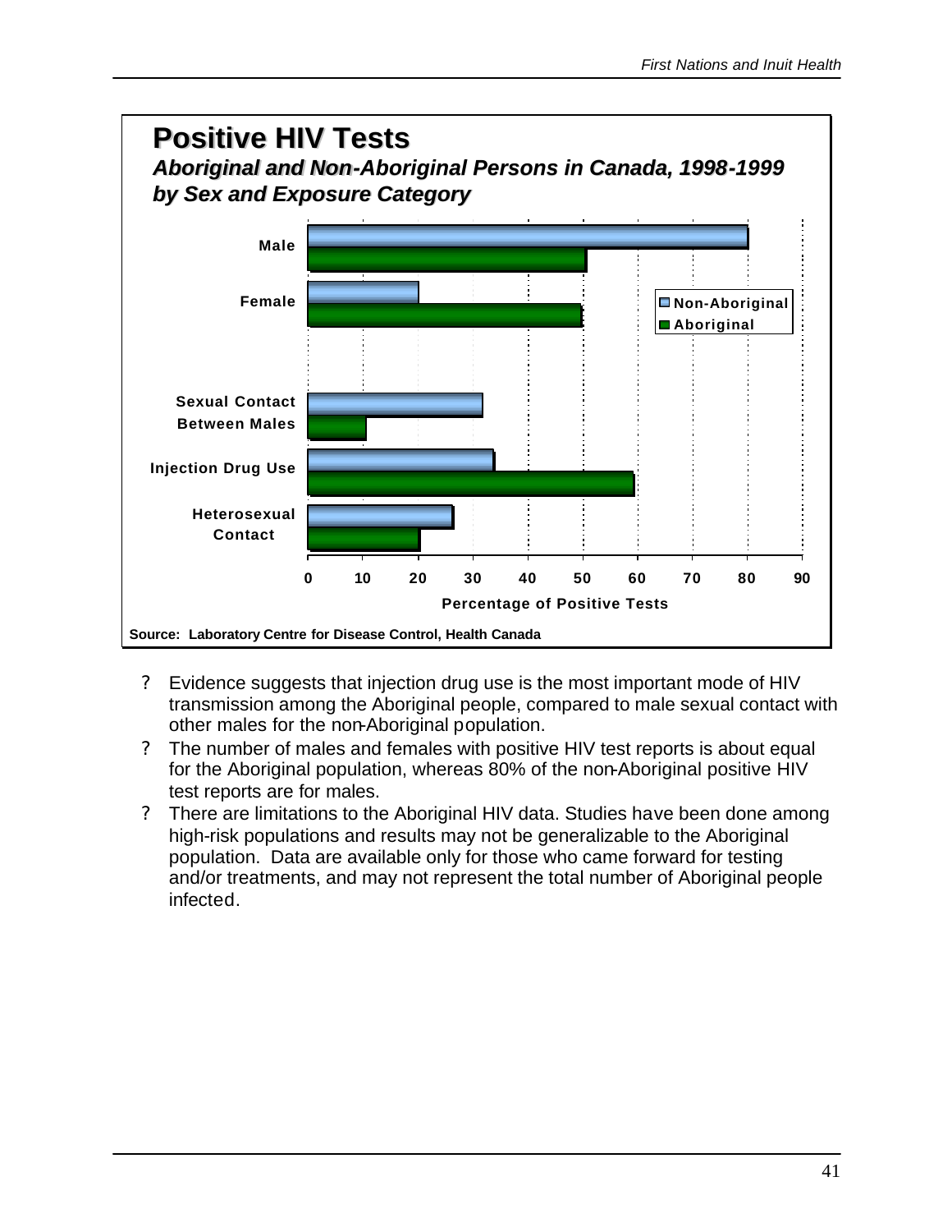## Positive HIV Tests

***Aboriginal and Non-Aboriginal Persons in Canada, 1998-1999 by Sex and Exposure Category***

Male
Female
Sexual Contact Between Males
Injection Drug Use
Heterosexual Contact

Non-Aboriginal
Aboriginal

0 10 20 30 40 50 60 70 80 90

Percentage of Positive Tests

Source: Laboratory Centre for Disease Control, Health Canada

- Evidence suggests that injection drug use is the most important mode of HIV transmission among the Aboriginal people, compared to male sexual contact with other males for the non-Aboriginal population.
- The number of males and females with positive HIV test reports is about equal for the Aboriginal population, whereas 80% of the non-Aboriginal positive HIV test reports are for males.
- There are limitations to the Aboriginal HIV data. Studies have been done among high-risk populations and results may not be generalizable to the Aboriginal population. Data are available only for those who came forward for testing and/or treatments, and may not represent the total number of Aboriginal people infected.